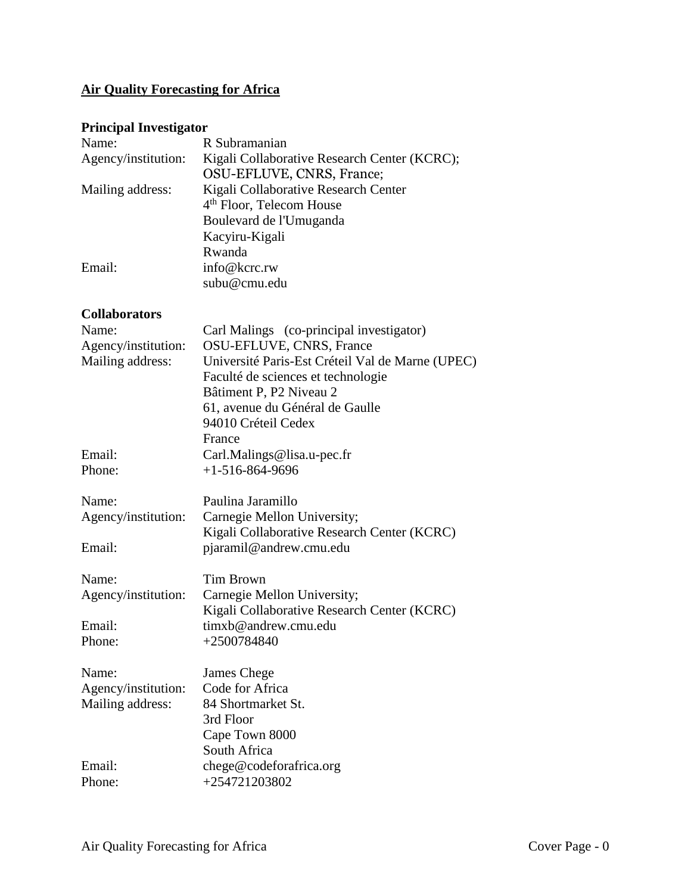**Air Quality Forecasting for Africa**

**Principal Investigator**

| | |
|---|---|
| Name: | R Subramanian |
| Agency/institution: | Kigali Collaborative Research Center (KCRC); OSU-EFLUVE, CNRS, France; |
| Mailing address: | Kigali Collaborative Research Center<br>4th Floor, Telecom House<br>Boulevard de l'Umuganda<br>Kacyiru-Kigali<br>Rwanda |
| Email: | info@kcrc.rw<br>subu@cmu.edu |

**Collaborators**

| | |
|---|---|
| Name: | Carl Malings (co-principal investigator) |
| Agency/institution: | OSU-EFLUVE, CNRS, France |
| Mailing address: | Université Paris-Est Créteil Val de Marne (UPEC)<br>Faculté de sciences et technologie<br>Bâtiment P, P2 Niveau 2<br>61, avenue du Général de Gaulle<br>94010 Créteil Cedex<br>France |
| Email: | Carl.Malings@lisa.u-pec.fr |
| Phone: | +1-516-864-9696 |

| | |
|---|---|
| Name: | Paulina Jaramillo |
| Agency/institution: | Carnegie Mellon University;<br>Kigali Collaborative Research Center (KCRC) |
| Email: | pjaramil@andrew.cmu.edu |

| | |
|---|---|
| Name: | Tim Brown |
| Agency/institution: | Carnegie Mellon University;<br>Kigali Collaborative Research Center (KCRC) |
| Email: | timxb@andrew.cmu.edu |
| Phone: | +2500784840 |

| | |
|---|---|
| Name: | James Chege |
| Agency/institution: | Code for Africa |
| Mailing address: | 84 Shortmarket St.<br>3rd Floor<br>Cape Town 8000<br>South Africa |
| Email: | chege@codeforafrica.org |
| Phone: | +254721203802 |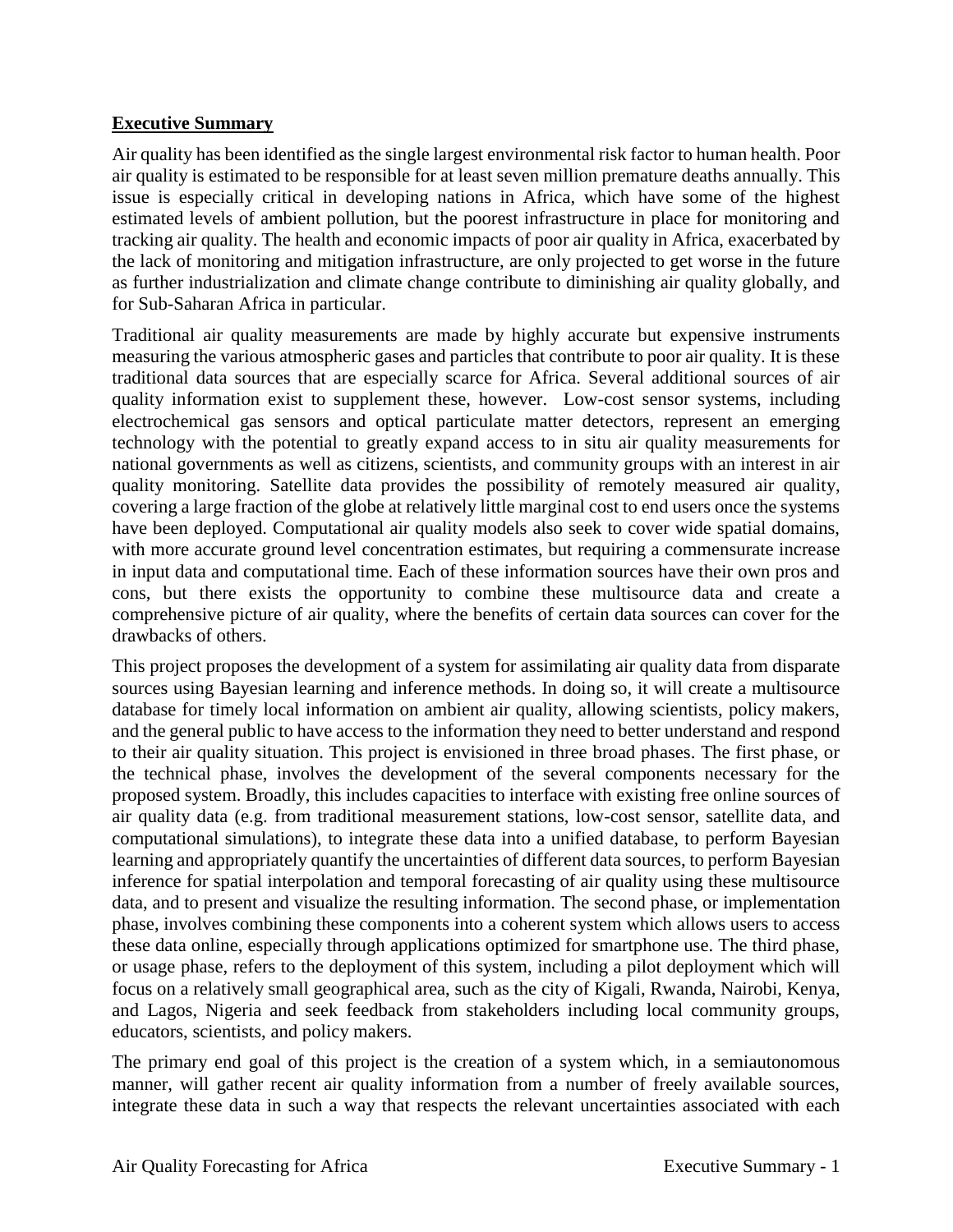## Executive Summary

Air quality has been identified as the single largest environmental risk factor to human health. Poor air quality is estimated to be responsible for at least seven million premature deaths annually. This issue is especially critical in developing nations in Africa, which have some of the highest estimated levels of ambient pollution, but the poorest infrastructure in place for monitoring and tracking air quality. The health and economic impacts of poor air quality in Africa, exacerbated by the lack of monitoring and mitigation infrastructure, are only projected to get worse in the future as further industrialization and climate change contribute to diminishing air quality globally, and for Sub-Saharan Africa in particular.

Traditional air quality measurements are made by highly accurate but expensive instruments measuring the various atmospheric gases and particles that contribute to poor air quality. It is these traditional data sources that are especially scarce for Africa. Several additional sources of air quality information exist to supplement these, however. Low-cost sensor systems, including electrochemical gas sensors and optical particulate matter detectors, represent an emerging technology with the potential to greatly expand access to in situ air quality measurements for national governments as well as citizens, scientists, and community groups with an interest in air quality monitoring. Satellite data provides the possibility of remotely measured air quality, covering a large fraction of the globe at relatively little marginal cost to end users once the systems have been deployed. Computational air quality models also seek to cover wide spatial domains, with more accurate ground level concentration estimates, but requiring a commensurate increase in input data and computational time. Each of these information sources have their own pros and cons, but there exists the opportunity to combine these multisource data and create a comprehensive picture of air quality, where the benefits of certain data sources can cover for the drawbacks of others.

This project proposes the development of a system for assimilating air quality data from disparate sources using Bayesian learning and inference methods. In doing so, it will create a multisource database for timely local information on ambient air quality, allowing scientists, policy makers, and the general public to have access to the information they need to better understand and respond to their air quality situation. This project is envisioned in three broad phases. The first phase, or the technical phase, involves the development of the several components necessary for the proposed system. Broadly, this includes capacities to interface with existing free online sources of air quality data (e.g. from traditional measurement stations, low-cost sensor, satellite data, and computational simulations), to integrate these data into a unified database, to perform Bayesian learning and appropriately quantify the uncertainties of different data sources, to perform Bayesian inference for spatial interpolation and temporal forecasting of air quality using these multisource data, and to present and visualize the resulting information. The second phase, or implementation phase, involves combining these components into a coherent system which allows users to access these data online, especially through applications optimized for smartphone use. The third phase, or usage phase, refers to the deployment of this system, including a pilot deployment which will focus on a relatively small geographical area, such as the city of Kigali, Rwanda, Nairobi, Kenya, and Lagos, Nigeria and seek feedback from stakeholders including local community groups, educators, scientists, and policy makers.

The primary end goal of this project is the creation of a system which, in a semiautonomous manner, will gather recent air quality information from a number of freely available sources, integrate these data in such a way that respects the relevant uncertainties associated with each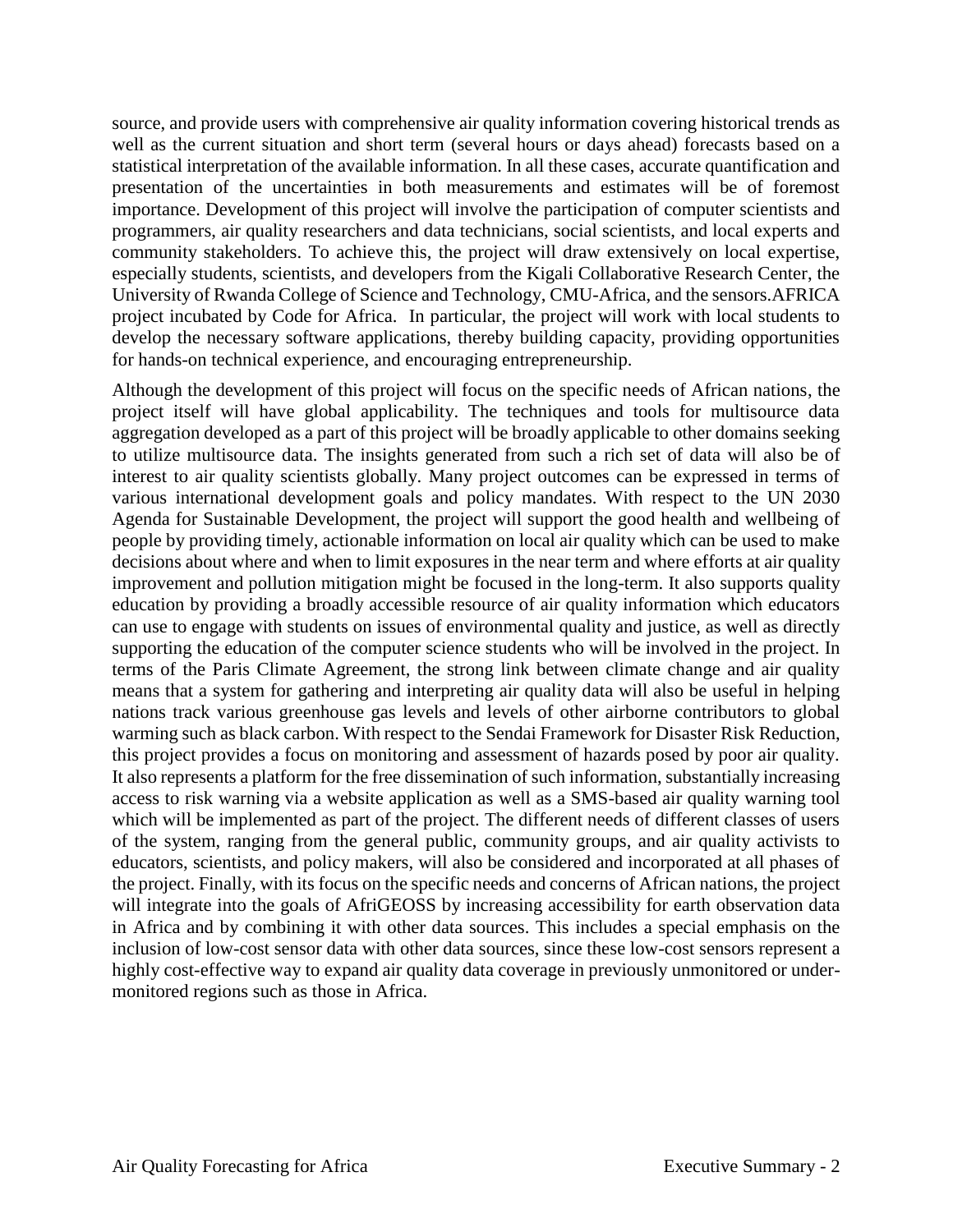source, and provide users with comprehensive air quality information covering historical trends as well as the current situation and short term (several hours or days ahead) forecasts based on a statistical interpretation of the available information. In all these cases, accurate quantification and presentation of the uncertainties in both measurements and estimates will be of foremost importance. Development of this project will involve the participation of computer scientists and programmers, air quality researchers and data technicians, social scientists, and local experts and community stakeholders. To achieve this, the project will draw extensively on local expertise, especially students, scientists, and developers from the Kigali Collaborative Research Center, the University of Rwanda College of Science and Technology, CMU-Africa, and the sensors.AFRICA project incubated by Code for Africa. In particular, the project will work with local students to develop the necessary software applications, thereby building capacity, providing opportunities for hands-on technical experience, and encouraging entrepreneurship.

Although the development of this project will focus on the specific needs of African nations, the project itself will have global applicability. The techniques and tools for multisource data aggregation developed as a part of this project will be broadly applicable to other domains seeking to utilize multisource data. The insights generated from such a rich set of data will also be of interest to air quality scientists globally. Many project outcomes can be expressed in terms of various international development goals and policy mandates. With respect to the UN 2030 Agenda for Sustainable Development, the project will support the good health and wellbeing of people by providing timely, actionable information on local air quality which can be used to make decisions about where and when to limit exposures in the near term and where efforts at air quality improvement and pollution mitigation might be focused in the long-term. It also supports quality education by providing a broadly accessible resource of air quality information which educators can use to engage with students on issues of environmental quality and justice, as well as directly supporting the education of the computer science students who will be involved in the project. In terms of the Paris Climate Agreement, the strong link between climate change and air quality means that a system for gathering and interpreting air quality data will also be useful in helping nations track various greenhouse gas levels and levels of other airborne contributors to global warming such as black carbon. With respect to the Sendai Framework for Disaster Risk Reduction, this project provides a focus on monitoring and assessment of hazards posed by poor air quality. It also represents a platform for the free dissemination of such information, substantially increasing access to risk warning via a website application as well as a SMS-based air quality warning tool which will be implemented as part of the project. The different needs of different classes of users of the system, ranging from the general public, community groups, and air quality activists to educators, scientists, and policy makers, will also be considered and incorporated at all phases of the project. Finally, with its focus on the specific needs and concerns of African nations, the project will integrate into the goals of AfriGEOSS by increasing accessibility for earth observation data in Africa and by combining it with other data sources. This includes a special emphasis on the inclusion of low-cost sensor data with other data sources, since these low-cost sensors represent a highly cost-effective way to expand air quality data coverage in previously unmonitored or under-monitored regions such as those in Africa.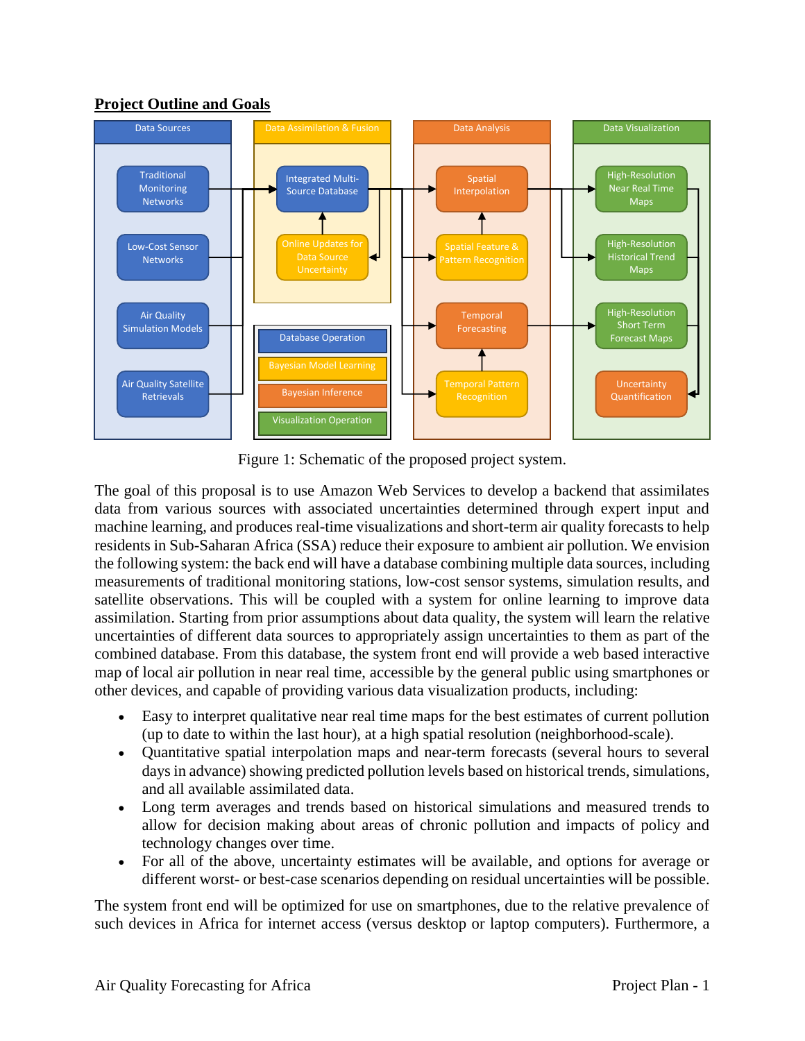## Project Outline and Goals

Figure 1: Schematic of the proposed project system.

The goal of this proposal is to use Amazon Web Services to develop a backend that assimilates data from various sources with associated uncertainties determined through expert input and machine learning, and produces real-time visualizations and short-term air quality forecasts to help residents in Sub-Saharan Africa (SSA) reduce their exposure to ambient air pollution. We envision the following system: the back end will have a database combining multiple data sources, including measurements of traditional monitoring stations, low-cost sensor systems, simulation results, and satellite observations. This will be coupled with a system for online learning to improve data assimilation. Starting from prior assumptions about data quality, the system will learn the relative uncertainties of different data sources to appropriately assign uncertainties to them as part of the combined database. From this database, the system front end will provide a web based interactive map of local air pollution in near real time, accessible by the general public using smartphones or other devices, and capable of providing various data visualization products, including:

- Easy to interpret qualitative near real time maps for the best estimates of current pollution (up to date to within the last hour), at a high spatial resolution (neighborhood-scale).
- Quantitative spatial interpolation maps and near-term forecasts (several hours to several days in advance) showing predicted pollution levels based on historical trends, simulations, and all available assimilated data.
- Long term averages and trends based on historical simulations and measured trends to allow for decision making about areas of chronic pollution and impacts of policy and technology changes over time.
- For all of the above, uncertainty estimates will be available, and options for average or different worst- or best-case scenarios depending on residual uncertainties will be possible.

The system front end will be optimized for use on smartphones, due to the relative prevalence of such devices in Africa for internet access (versus desktop or laptop computers). Furthermore, a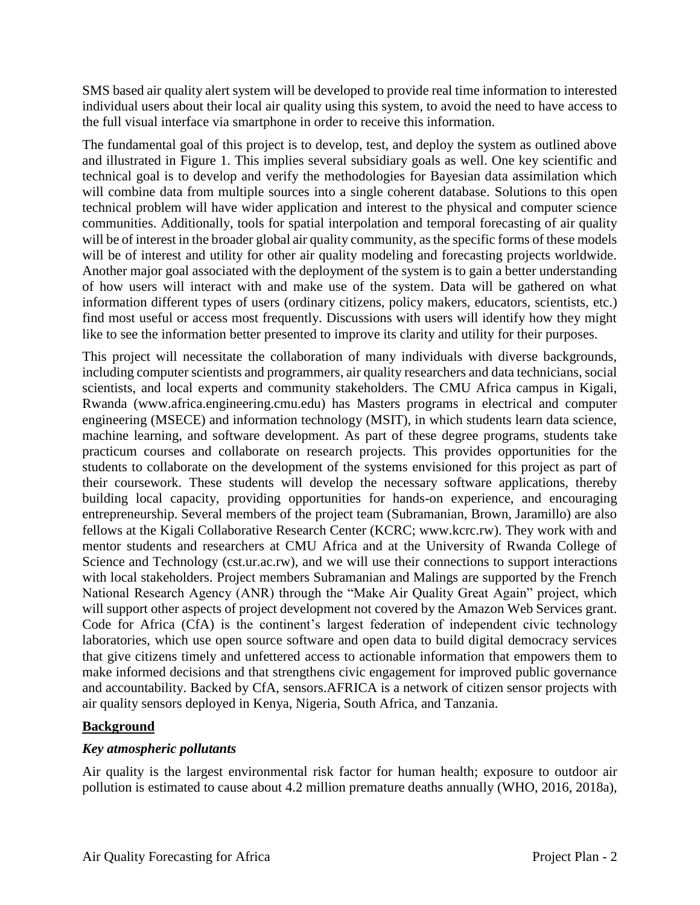SMS based air quality alert system will be developed to provide real time information to interested individual users about their local air quality using this system, to avoid the need to have access to the full visual interface via smartphone in order to receive this information.

The fundamental goal of this project is to develop, test, and deploy the system as outlined above and illustrated in Figure 1. This implies several subsidiary goals as well. One key scientific and technical goal is to develop and verify the methodologies for Bayesian data assimilation which will combine data from multiple sources into a single coherent database. Solutions to this open technical problem will have wider application and interest to the physical and computer science communities. Additionally, tools for spatial interpolation and temporal forecasting of air quality will be of interest in the broader global air quality community, as the specific forms of these models will be of interest and utility for other air quality modeling and forecasting projects worldwide. Another major goal associated with the deployment of the system is to gain a better understanding of how users will interact with and make use of the system. Data will be gathered on what information different types of users (ordinary citizens, policy makers, educators, scientists, etc.) find most useful or access most frequently. Discussions with users will identify how they might like to see the information better presented to improve its clarity and utility for their purposes.

This project will necessitate the collaboration of many individuals with diverse backgrounds, including computer scientists and programmers, air quality researchers and data technicians, social scientists, and local experts and community stakeholders. The CMU Africa campus in Kigali, Rwanda (www.africa.engineering.cmu.edu) has Masters programs in electrical and computer engineering (MSECE) and information technology (MSIT), in which students learn data science, machine learning, and software development. As part of these degree programs, students take practicum courses and collaborate on research projects. This provides opportunities for the students to collaborate on the development of the systems envisioned for this project as part of their coursework. These students will develop the necessary software applications, thereby building local capacity, providing opportunities for hands-on experience, and encouraging entrepreneurship. Several members of the project team (Subramanian, Brown, Jaramillo) are also fellows at the Kigali Collaborative Research Center (KCRC; www.kcrc.rw). They work with and mentor students and researchers at CMU Africa and at the University of Rwanda College of Science and Technology (cst.ur.ac.rw), and we will use their connections to support interactions with local stakeholders. Project members Subramanian and Malings are supported by the French National Research Agency (ANR) through the "Make Air Quality Great Again" project, which will support other aspects of project development not covered by the Amazon Web Services grant. Code for Africa (CfA) is the continent's largest federation of independent civic technology laboratories, which use open source software and open data to build digital democracy services that give citizens timely and unfettered access to actionable information that empowers them to make informed decisions and that strengthens civic engagement for improved public governance and accountability. Backed by CfA, sensors.AFRICA is a network of citizen sensor projects with air quality sensors deployed in Kenya, Nigeria, South Africa, and Tanzania.

## Background

### *Key atmospheric pollutants*

Air quality is the largest environmental risk factor for human health; exposure to outdoor air pollution is estimated to cause about 4.2 million premature deaths annually (WHO, 2016, 2018a),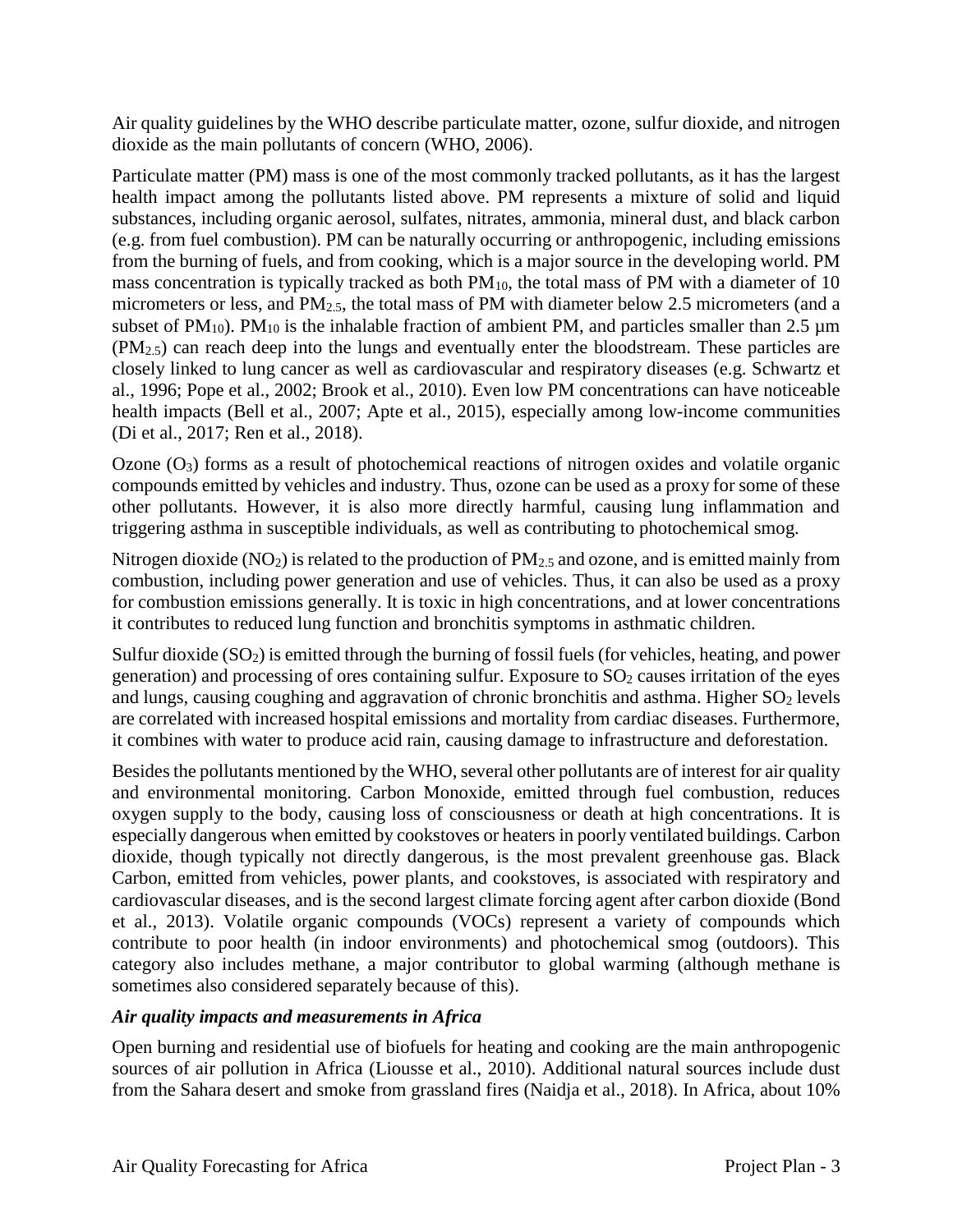Air quality guidelines by the WHO describe particulate matter, ozone, sulfur dioxide, and nitrogen dioxide as the main pollutants of concern (WHO, 2006).

Particulate matter (PM) mass is one of the most commonly tracked pollutants, as it has the largest health impact among the pollutants listed above. PM represents a mixture of solid and liquid substances, including organic aerosol, sulfates, nitrates, ammonia, mineral dust, and black carbon (e.g. from fuel combustion). PM can be naturally occurring or anthropogenic, including emissions from the burning of fuels, and from cooking, which is a major source in the developing world. PM mass concentration is typically tracked as both $PM_{10}$, the total mass of PM with a diameter of 10 micrometers or less, and $PM_{2.5}$, the total mass of PM with diameter below 2.5 micrometers (and a subset of $PM_{10}$). $PM_{10}$ is the inhalable fraction of ambient PM, and particles smaller than 2.5 µm ($PM_{2.5}$) can reach deep into the lungs and eventually enter the bloodstream. These particles are closely linked to lung cancer as well as cardiovascular and respiratory diseases (e.g. Schwartz et al., 1996; Pope et al., 2002; Brook et al., 2010). Even low PM concentrations can have noticeable health impacts (Bell et al., 2007; Apte et al., 2015), especially among low-income communities (Di et al., 2017; Ren et al., 2018).

Ozone ($O_3$) forms as a result of photochemical reactions of nitrogen oxides and volatile organic compounds emitted by vehicles and industry. Thus, ozone can be used as a proxy for some of these other pollutants. However, it is also more directly harmful, causing lung inflammation and triggering asthma in susceptible individuals, as well as contributing to photochemical smog.

Nitrogen dioxide ($NO_2$) is related to the production of $PM_{2.5}$ and ozone, and is emitted mainly from combustion, including power generation and use of vehicles. Thus, it can also be used as a proxy for combustion emissions generally. It is toxic in high concentrations, and at lower concentrations it contributes to reduced lung function and bronchitis symptoms in asthmatic children.

Sulfur dioxide ($SO_2$) is emitted through the burning of fossil fuels (for vehicles, heating, and power generation) and processing of ores containing sulfur. Exposure to $SO_2$ causes irritation of the eyes and lungs, causing coughing and aggravation of chronic bronchitis and asthma. Higher $SO_2$ levels are correlated with increased hospital emissions and mortality from cardiac diseases. Furthermore, it combines with water to produce acid rain, causing damage to infrastructure and deforestation.

Besides the pollutants mentioned by the WHO, several other pollutants are of interest for air quality and environmental monitoring. Carbon Monoxide, emitted through fuel combustion, reduces oxygen supply to the body, causing loss of consciousness or death at high concentrations. It is especially dangerous when emitted by cookstoves or heaters in poorly ventilated buildings. Carbon dioxide, though typically not directly dangerous, is the most prevalent greenhouse gas. Black Carbon, emitted from vehicles, power plants, and cookstoves, is associated with respiratory and cardiovascular diseases, and is the second largest climate forcing agent after carbon dioxide (Bond et al., 2013). Volatile organic compounds (VOCs) represent a variety of compounds which contribute to poor health (in indoor environments) and photochemical smog (outdoors). This category also includes methane, a major contributor to global warming (although methane is sometimes also considered separately because of this).

### *Air quality impacts and measurements in Africa*

Open burning and residential use of biofuels for heating and cooking are the main anthropogenic sources of air pollution in Africa (Liousse et al., 2010). Additional natural sources include dust from the Sahara desert and smoke from grassland fires (Naidja et al., 2018). In Africa, about 10%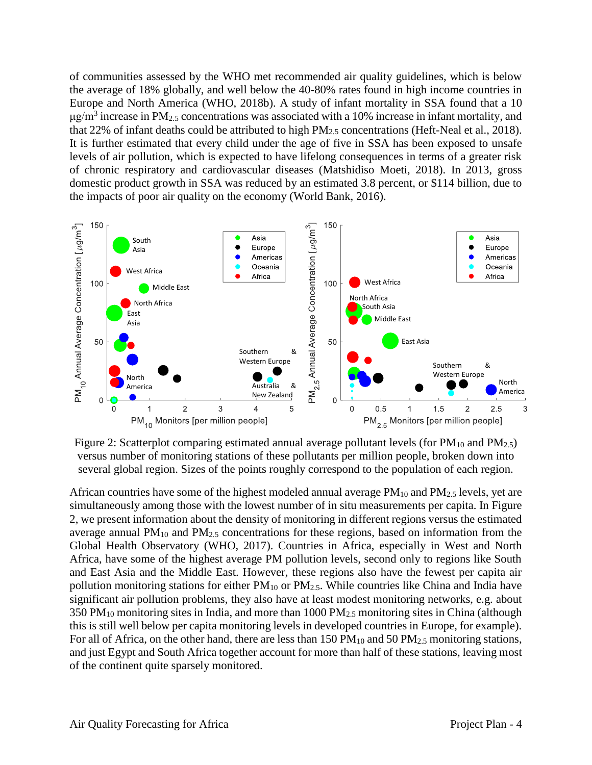of communities assessed by the WHO met recommended air quality guidelines, which is below the average of 18% globally, and well below the 40-80% rates found in high income countries in Europe and North America (WHO, 2018b). A study of infant mortality in SSA found that a 10 $\mu g/m^3$ increase in $PM_{2.5}$ concentrations was associated with a 10% increase in infant mortality, and that 22% of infant deaths could be attributed to high $PM_{2.5}$ concentrations (Heft-Neal et al., 2018). It is further estimated that every child under the age of five in SSA has been exposed to unsafe levels of air pollution, which is expected to have lifelong consequences in terms of a greater risk of chronic respiratory and cardiovascular diseases (Matshidiso Moeti, 2018). In 2013, gross domestic product growth in SSA was reduced by an estimated 3.8 percent, or $114 billion, due to the impacts of poor air quality on the economy (World Bank, 2016).

Figure 2: Scatterplot comparing estimated annual average pollutant levels (for $PM_{10}$ and $PM_{2.5}$) versus number of monitoring stations of these pollutants per million people, broken down into several global region. Sizes of the points roughly correspond to the population of each region.

African countries have some of the highest modeled annual average $PM_{10}$ and $PM_{2.5}$ levels, yet are simultaneously among those with the lowest number of in situ measurements per capita. In Figure 2, we present information about the density of monitoring in different regions versus the estimated average annual $PM_{10}$ and $PM_{2.5}$ concentrations for these regions, based on information from the Global Health Observatory (WHO, 2017). Countries in Africa, especially in West and North Africa, have some of the highest average PM pollution levels, second only to regions like South and East Asia and the Middle East. However, these regions also have the fewest per capita air pollution monitoring stations for either $PM_{10}$ or $PM_{2.5}$. While countries like China and India have significant air pollution problems, they also have at least modest monitoring networks, e.g. about 350 $PM_{10}$ monitoring sites in India, and more than 1000 $PM_{2.5}$ monitoring sites in China (although this is still well below per capita monitoring levels in developed countries in Europe, for example). For all of Africa, on the other hand, there are less than 150 $PM_{10}$ and 50 $PM_{2.5}$ monitoring stations, and just Egypt and South Africa together account for more than half of these stations, leaving most of the continent quite sparsely monitored.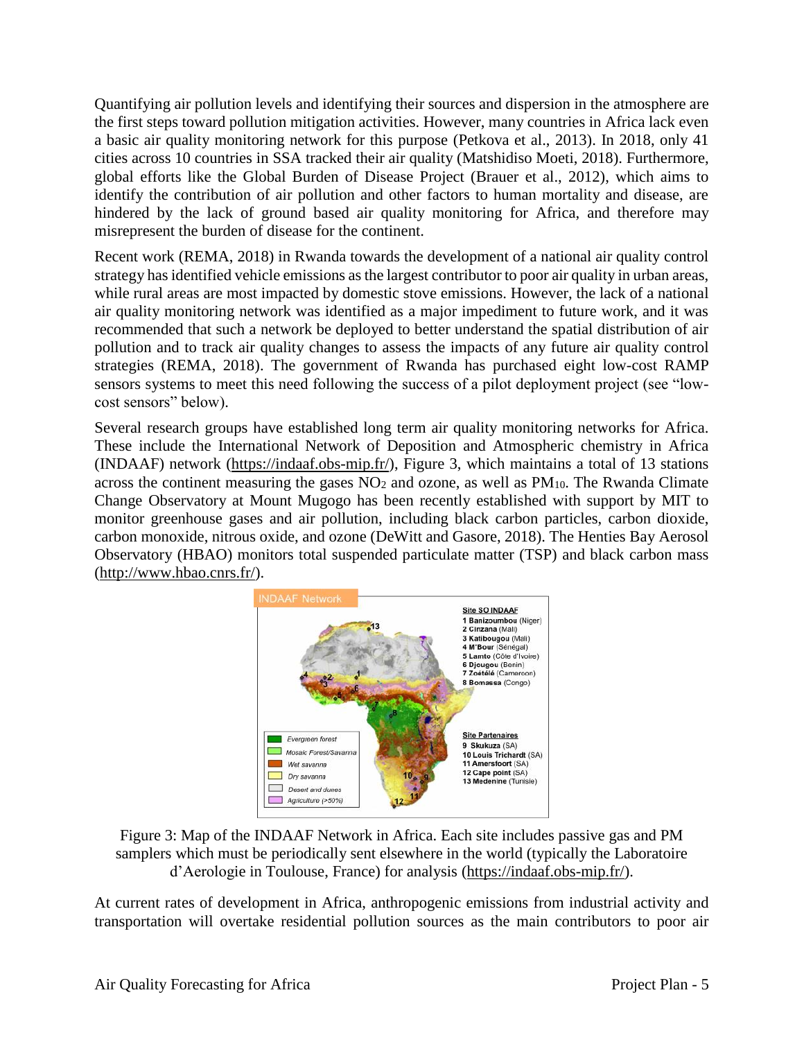Quantifying air pollution levels and identifying their sources and dispersion in the atmosphere are the first steps toward pollution mitigation activities. However, many countries in Africa lack even a basic air quality monitoring network for this purpose (Petkova et al., 2013). In 2018, only 41 cities across 10 countries in SSA tracked their air quality (Matshidiso Moeti, 2018). Furthermore, global efforts like the Global Burden of Disease Project (Brauer et al., 2012), which aims to identify the contribution of air pollution and other factors to human mortality and disease, are hindered by the lack of ground based air quality monitoring for Africa, and therefore may misrepresent the burden of disease for the continent.

Recent work (REMA, 2018) in Rwanda towards the development of a national air quality control strategy has identified vehicle emissions as the largest contributor to poor air quality in urban areas, while rural areas are most impacted by domestic stove emissions. However, the lack of a national air quality monitoring network was identified as a major impediment to future work, and it was recommended that such a network be deployed to better understand the spatial distribution of air pollution and to track air quality changes to assess the impacts of any future air quality control strategies (REMA, 2018). The government of Rwanda has purchased eight low-cost RAMP sensors systems to meet this need following the success of a pilot deployment project (see "low-cost sensors" below).

Several research groups have established long term air quality monitoring networks for Africa. These include the International Network of Deposition and Atmospheric chemistry in Africa (INDAAF) network (https://indaaf.obs-mip.fr/), Figure 3, which maintains a total of 13 stations across the continent measuring the gases $NO_2$ and ozone, as well as $PM_{10}$. The Rwanda Climate Change Observatory at Mount Mugogo has been recently established with support by MIT to monitor greenhouse gases and air pollution, including black carbon particles, carbon dioxide, carbon monoxide, nitrous oxide, and ozone (DeWitt and Gasore, 2018). The Henties Bay Aerosol Observatory (HBAO) monitors total suspended particulate matter (TSP) and black carbon mass (http://www.hbao.cnrs.fr/).

Figure 3: Map of the INDAAF Network in Africa. Each site includes passive gas and PM samplers which must be periodically sent elsewhere in the world (typically the Laboratoire d'Aerologie in Toulouse, France) for analysis (https://indaaf.obs-mip.fr/).

At current rates of development in Africa, anthropogenic emissions from industrial activity and transportation will overtake residential pollution sources as the main contributors to poor air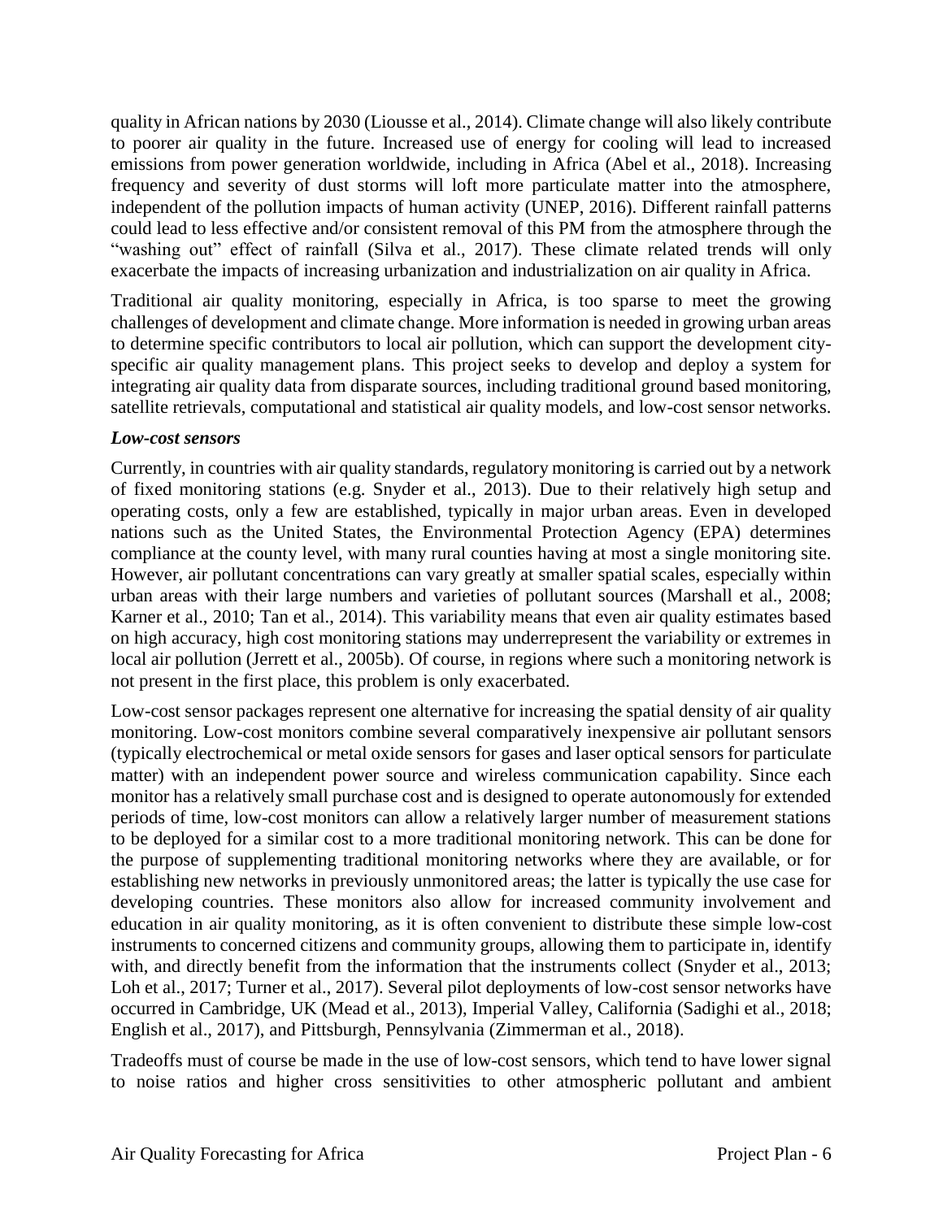quality in African nations by 2030 (Liousse et al., 2014). Climate change will also likely contribute to poorer air quality in the future. Increased use of energy for cooling will lead to increased emissions from power generation worldwide, including in Africa (Abel et al., 2018). Increasing frequency and severity of dust storms will loft more particulate matter into the atmosphere, independent of the pollution impacts of human activity (UNEP, 2016). Different rainfall patterns could lead to less effective and/or consistent removal of this PM from the atmosphere through the "washing out" effect of rainfall (Silva et al., 2017). These climate related trends will only exacerbate the impacts of increasing urbanization and industrialization on air quality in Africa.

Traditional air quality monitoring, especially in Africa, is too sparse to meet the growing challenges of development and climate change. More information is needed in growing urban areas to determine specific contributors to local air pollution, which can support the development city-specific air quality management plans. This project seeks to develop and deploy a system for integrating air quality data from disparate sources, including traditional ground based monitoring, satellite retrievals, computational and statistical air quality models, and low-cost sensor networks.

### *Low-cost sensors*

Currently, in countries with air quality standards, regulatory monitoring is carried out by a network of fixed monitoring stations (e.g. Snyder et al., 2013). Due to their relatively high setup and operating costs, only a few are established, typically in major urban areas. Even in developed nations such as the United States, the Environmental Protection Agency (EPA) determines compliance at the county level, with many rural counties having at most a single monitoring site. However, air pollutant concentrations can vary greatly at smaller spatial scales, especially within urban areas with their large numbers and varieties of pollutant sources (Marshall et al., 2008; Karner et al., 2010; Tan et al., 2014). This variability means that even air quality estimates based on high accuracy, high cost monitoring stations may underrepresent the variability or extremes in local air pollution (Jerrett et al., 2005b). Of course, in regions where such a monitoring network is not present in the first place, this problem is only exacerbated.

Low-cost sensor packages represent one alternative for increasing the spatial density of air quality monitoring. Low-cost monitors combine several comparatively inexpensive air pollutant sensors (typically electrochemical or metal oxide sensors for gases and laser optical sensors for particulate matter) with an independent power source and wireless communication capability. Since each monitor has a relatively small purchase cost and is designed to operate autonomously for extended periods of time, low-cost monitors can allow a relatively larger number of measurement stations to be deployed for a similar cost to a more traditional monitoring network. This can be done for the purpose of supplementing traditional monitoring networks where they are available, or for establishing new networks in previously unmonitored areas; the latter is typically the use case for developing countries. These monitors also allow for increased community involvement and education in air quality monitoring, as it is often convenient to distribute these simple low-cost instruments to concerned citizens and community groups, allowing them to participate in, identify with, and directly benefit from the information that the instruments collect (Snyder et al., 2013; Loh et al., 2017; Turner et al., 2017). Several pilot deployments of low-cost sensor networks have occurred in Cambridge, UK (Mead et al., 2013), Imperial Valley, California (Sadighi et al., 2018; English et al., 2017), and Pittsburgh, Pennsylvania (Zimmerman et al., 2018).

Tradeoffs must of course be made in the use of low-cost sensors, which tend to have lower signal to noise ratios and higher cross sensitivities to other atmospheric pollutant and ambient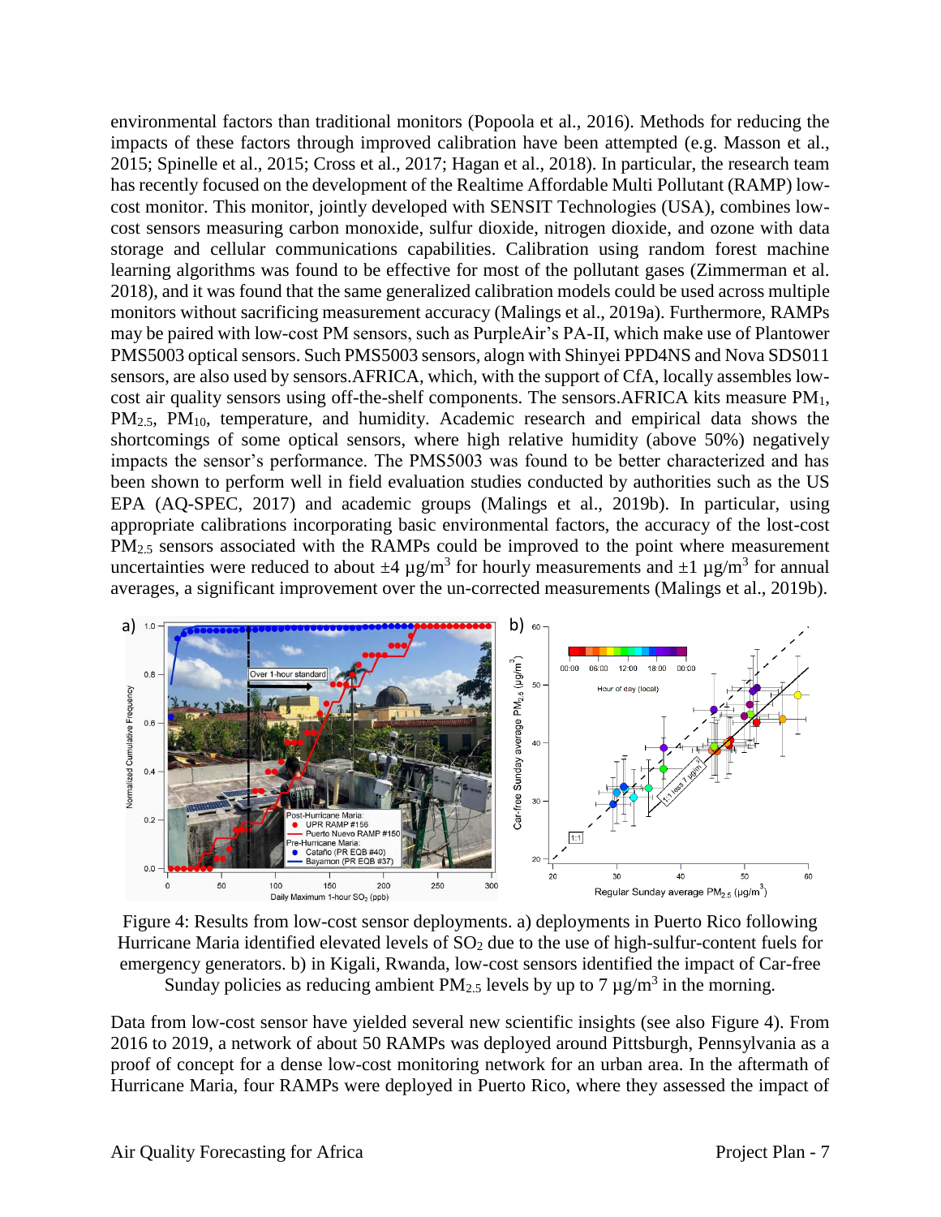environmental factors than traditional monitors (Popoola et al., 2016). Methods for reducing the impacts of these factors through improved calibration have been attempted (e.g. Masson et al., 2015; Spinelle et al., 2015; Cross et al., 2017; Hagan et al., 2018). In particular, the research team has recently focused on the development of the Realtime Affordable Multi Pollutant (RAMP) low-cost monitor. This monitor, jointly developed with SENSIT Technologies (USA), combines low-cost sensors measuring carbon monoxide, sulfur dioxide, nitrogen dioxide, and ozone with data storage and cellular communications capabilities. Calibration using random forest machine learning algorithms was found to be effective for most of the pollutant gases (Zimmerman et al. 2018), and it was found that the same generalized calibration models could be used across multiple monitors without sacrificing measurement accuracy (Malings et al., 2019a). Furthermore, RAMPs may be paired with low-cost PM sensors, such as PurpleAir's PA-II, which make use of Plantower PMS5003 optical sensors. Such PMS5003 sensors, alogn with Shinyei PPD4NS and Nova SDS011 sensors, are also used by sensors.AFRICA, which, with the support of CfA, locally assembles low-cost air quality sensors using off-the-shelf components. The sensors.AFRICA kits measure $PM_1$, $PM_{2.5}$, $PM_{10}$, temperature, and humidity. Academic research and empirical data shows the shortcomings of some optical sensors, where high relative humidity (above 50%) negatively impacts the sensor's performance. The PMS5003 was found to be better characterized and has been shown to perform well in field evaluation studies conducted by authorities such as the US EPA (AQ-SPEC, 2017) and academic groups (Malings et al., 2019b). In particular, using appropriate calibrations incorporating basic environmental factors, the accuracy of the lost-cost $PM_{2.5}$ sensors associated with the RAMPs could be improved to the point where measurement uncertainties were reduced to about ±4 μg/m$^3$ for hourly measurements and ±1 μg/m$^3$ for annual averages, a significant improvement over the un-corrected measurements (Malings et al., 2019b).

Figure 4: Results from low-cost sensor deployments. a) deployments in Puerto Rico following Hurricane Maria identified elevated levels of $SO_2$ due to the use of high-sulfur-content fuels for emergency generators. b) in Kigali, Rwanda, low-cost sensors identified the impact of Car-free Sunday policies as reducing ambient $PM_{2.5}$ levels by up to 7 μg/m$^3$ in the morning.

Data from low-cost sensor have yielded several new scientific insights (see also Figure 4). From 2016 to 2019, a network of about 50 RAMPs was deployed around Pittsburgh, Pennsylvania as a proof of concept for a dense low-cost monitoring network for an urban area. In the aftermath of Hurricane Maria, four RAMPs were deployed in Puerto Rico, where they assessed the impact of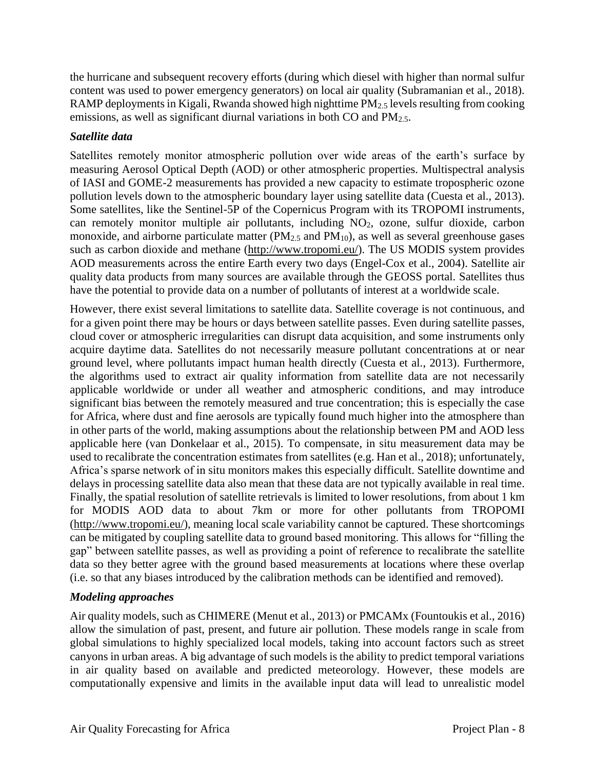the hurricane and subsequent recovery efforts (during which diesel with higher than normal sulfur content was used to power emergency generators) on local air quality (Subramanian et al., 2018). RAMP deployments in Kigali, Rwanda showed high nighttime $PM_{2.5}$ levels resulting from cooking emissions, as well as significant diurnal variations in both CO and $PM_{2.5}$.

### *Satellite data*

Satellites remotely monitor atmospheric pollution over wide areas of the earth's surface by measuring Aerosol Optical Depth (AOD) or other atmospheric properties. Multispectral analysis of IASI and GOME-2 measurements has provided a new capacity to estimate tropospheric ozone pollution levels down to the atmospheric boundary layer using satellite data (Cuesta et al., 2013). Some satellites, like the Sentinel-5P of the Copernicus Program with its TROPOMI instruments, can remotely monitor multiple air pollutants, including $NO_2$, ozone, sulfur dioxide, carbon monoxide, and airborne particulate matter ($PM_{2.5}$ and $PM_{10}$), as well as several greenhouse gases such as carbon dioxide and methane (http://www.tropomi.eu/). The US MODIS system provides AOD measurements across the entire Earth every two days (Engel-Cox et al., 2004). Satellite air quality data products from many sources are available through the GEOSS portal. Satellites thus have the potential to provide data on a number of pollutants of interest at a worldwide scale.

However, there exist several limitations to satellite data. Satellite coverage is not continuous, and for a given point there may be hours or days between satellite passes. Even during satellite passes, cloud cover or atmospheric irregularities can disrupt data acquisition, and some instruments only acquire daytime data. Satellites do not necessarily measure pollutant concentrations at or near ground level, where pollutants impact human health directly (Cuesta et al., 2013). Furthermore, the algorithms used to extract air quality information from satellite data are not necessarily applicable worldwide or under all weather and atmospheric conditions, and may introduce significant bias between the remotely measured and true concentration; this is especially the case for Africa, where dust and fine aerosols are typically found much higher into the atmosphere than in other parts of the world, making assumptions about the relationship between PM and AOD less applicable here (van Donkelaar et al., 2015). To compensate, in situ measurement data may be used to recalibrate the concentration estimates from satellites (e.g. Han et al., 2018); unfortunately, Africa's sparse network of in situ monitors makes this especially difficult. Satellite downtime and delays in processing satellite data also mean that these data are not typically available in real time. Finally, the spatial resolution of satellite retrievals is limited to lower resolutions, from about 1 km for MODIS AOD data to about 7km or more for other pollutants from TROPOMI (http://www.tropomi.eu/), meaning local scale variability cannot be captured. These shortcomings can be mitigated by coupling satellite data to ground based monitoring. This allows for "filling the gap" between satellite passes, as well as providing a point of reference to recalibrate the satellite data so they better agree with the ground based measurements at locations where these overlap (i.e. so that any biases introduced by the calibration methods can be identified and removed).

### *Modeling approaches*

Air quality models, such as CHIMERE (Menut et al., 2013) or PMCAMx (Fountoukis et al., 2016) allow the simulation of past, present, and future air pollution. These models range in scale from global simulations to highly specialized local models, taking into account factors such as street canyons in urban areas. A big advantage of such models is the ability to predict temporal variations in air quality based on available and predicted meteorology. However, these models are computationally expensive and limits in the available input data will lead to unrealistic model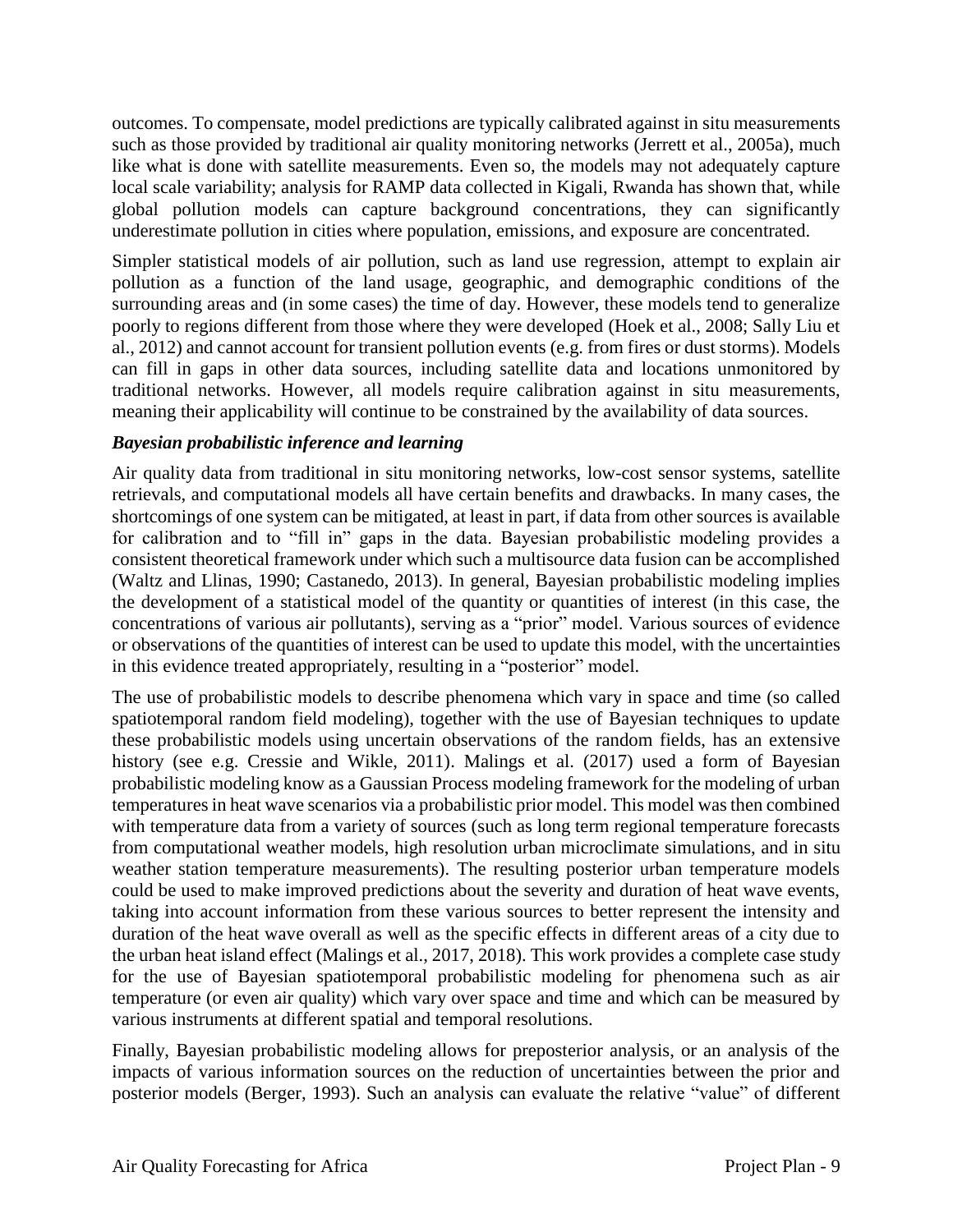outcomes. To compensate, model predictions are typically calibrated against in situ measurements such as those provided by traditional air quality monitoring networks (Jerrett et al., 2005a), much like what is done with satellite measurements. Even so, the models may not adequately capture local scale variability; analysis for RAMP data collected in Kigali, Rwanda has shown that, while global pollution models can capture background concentrations, they can significantly underestimate pollution in cities where population, emissions, and exposure are concentrated.

Simpler statistical models of air pollution, such as land use regression, attempt to explain air pollution as a function of the land usage, geographic, and demographic conditions of the surrounding areas and (in some cases) the time of day. However, these models tend to generalize poorly to regions different from those where they were developed (Hoek et al., 2008; Sally Liu et al., 2012) and cannot account for transient pollution events (e.g. from fires or dust storms). Models can fill in gaps in other data sources, including satellite data and locations unmonitored by traditional networks. However, all models require calibration against in situ measurements, meaning their applicability will continue to be constrained by the availability of data sources.

### *Bayesian probabilistic inference and learning*

Air quality data from traditional in situ monitoring networks, low-cost sensor systems, satellite retrievals, and computational models all have certain benefits and drawbacks. In many cases, the shortcomings of one system can be mitigated, at least in part, if data from other sources is available for calibration and to "fill in" gaps in the data. Bayesian probabilistic modeling provides a consistent theoretical framework under which such a multisource data fusion can be accomplished (Waltz and Llinas, 1990; Castanedo, 2013). In general, Bayesian probabilistic modeling implies the development of a statistical model of the quantity or quantities of interest (in this case, the concentrations of various air pollutants), serving as a "prior" model. Various sources of evidence or observations of the quantities of interest can be used to update this model, with the uncertainties in this evidence treated appropriately, resulting in a "posterior" model.

The use of probabilistic models to describe phenomena which vary in space and time (so called spatiotemporal random field modeling), together with the use of Bayesian techniques to update these probabilistic models using uncertain observations of the random fields, has an extensive history (see e.g. Cressie and Wikle, 2011). Malings et al. (2017) used a form of Bayesian probabilistic modeling know as a Gaussian Process modeling framework for the modeling of urban temperatures in heat wave scenarios via a probabilistic prior model. This model was then combined with temperature data from a variety of sources (such as long term regional temperature forecasts from computational weather models, high resolution urban microclimate simulations, and in situ weather station temperature measurements). The resulting posterior urban temperature models could be used to make improved predictions about the severity and duration of heat wave events, taking into account information from these various sources to better represent the intensity and duration of the heat wave overall as well as the specific effects in different areas of a city due to the urban heat island effect (Malings et al., 2017, 2018). This work provides a complete case study for the use of Bayesian spatiotemporal probabilistic modeling for phenomena such as air temperature (or even air quality) which vary over space and time and which can be measured by various instruments at different spatial and temporal resolutions.

Finally, Bayesian probabilistic modeling allows for preposterior analysis, or an analysis of the impacts of various information sources on the reduction of uncertainties between the prior and posterior models (Berger, 1993). Such an analysis can evaluate the relative "value" of different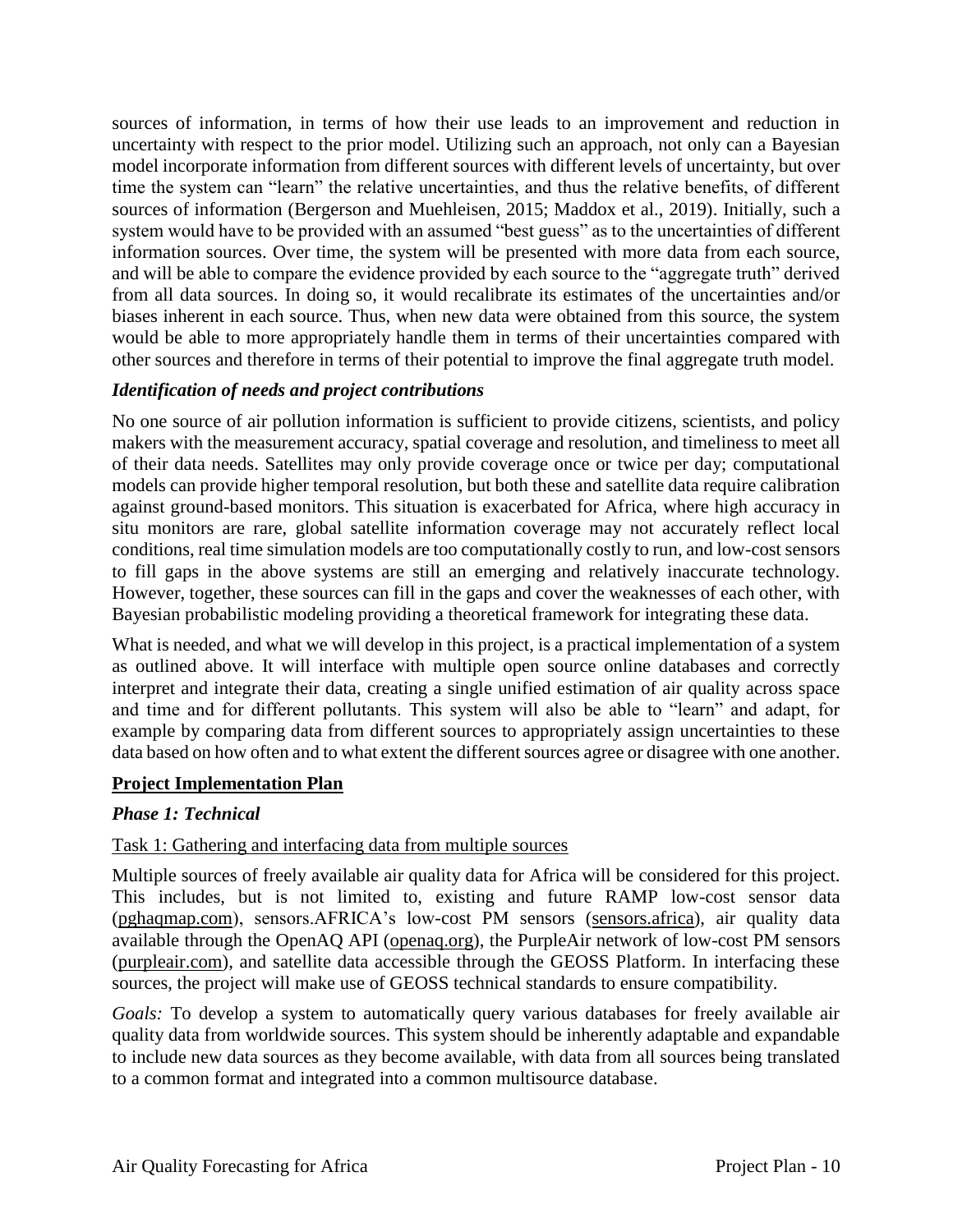sources of information, in terms of how their use leads to an improvement and reduction in uncertainty with respect to the prior model. Utilizing such an approach, not only can a Bayesian model incorporate information from different sources with different levels of uncertainty, but over time the system can "learn" the relative uncertainties, and thus the relative benefits, of different sources of information (Bergerson and Muehleisen, 2015; Maddox et al., 2019). Initially, such a system would have to be provided with an assumed "best guess" as to the uncertainties of different information sources. Over time, the system will be presented with more data from each source, and will be able to compare the evidence provided by each source to the "aggregate truth" derived from all data sources. In doing so, it would recalibrate its estimates of the uncertainties and/or biases inherent in each source. Thus, when new data were obtained from this source, the system would be able to more appropriately handle them in terms of their uncertainties compared with other sources and therefore in terms of their potential to improve the final aggregate truth model.

### *Identification of needs and project contributions*

No one source of air pollution information is sufficient to provide citizens, scientists, and policy makers with the measurement accuracy, spatial coverage and resolution, and timeliness to meet all of their data needs. Satellites may only provide coverage once or twice per day; computational models can provide higher temporal resolution, but both these and satellite data require calibration against ground-based monitors. This situation is exacerbated for Africa, where high accuracy in situ monitors are rare, global satellite information coverage may not accurately reflect local conditions, real time simulation models are too computationally costly to run, and low-cost sensors to fill gaps in the above systems are still an emerging and relatively inaccurate technology. However, together, these sources can fill in the gaps and cover the weaknesses of each other, with Bayesian probabilistic modeling providing a theoretical framework for integrating these data.

What is needed, and what we will develop in this project, is a practical implementation of a system as outlined above. It will interface with multiple open source online databases and correctly interpret and integrate their data, creating a single unified estimation of air quality across space and time and for different pollutants. This system will also be able to "learn" and adapt, for example by comparing data from different sources to appropriately assign uncertainties to these data based on how often and to what extent the different sources agree or disagree with one another.

## **Project Implementation Plan**

### *Phase 1: Technical*

#### Task 1: Gathering and interfacing data from multiple sources

Multiple sources of freely available air quality data for Africa will be considered for this project. This includes, but is not limited to, existing and future RAMP low-cost sensor data (pghaqmap.com), sensors.AFRICA's low-cost PM sensors (sensors.africa), air quality data available through the OpenAQ API (openaq.org), the PurpleAir network of low-cost PM sensors (purpleair.com), and satellite data accessible through the GEOSS Platform. In interfacing these sources, the project will make use of GEOSS technical standards to ensure compatibility.

*Goals:* To develop a system to automatically query various databases for freely available air quality data from worldwide sources. This system should be inherently adaptable and expandable to include new data sources as they become available, with data from all sources being translated to a common format and integrated into a common multisource database.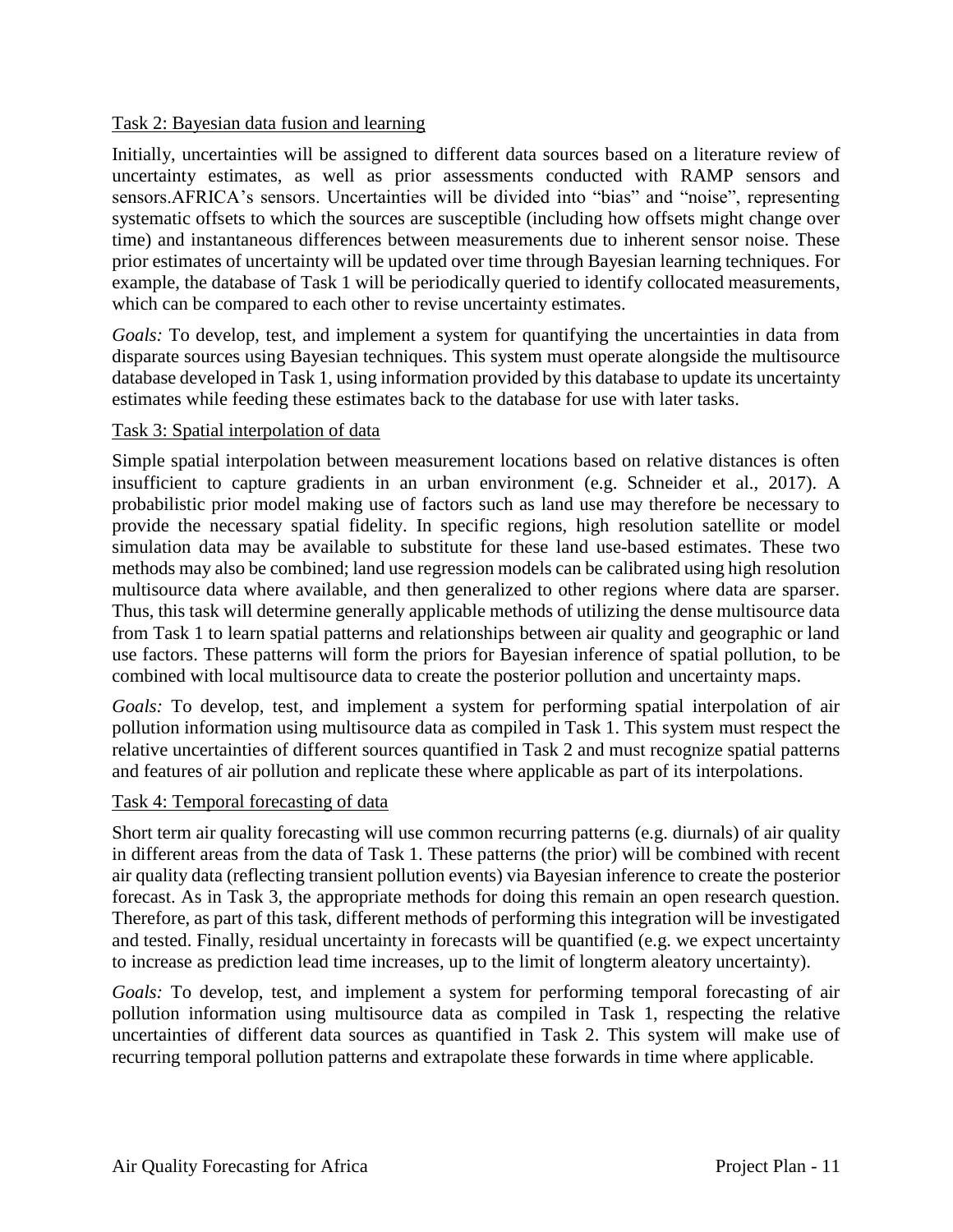Task 2: Bayesian data fusion and learning

Initially, uncertainties will be assigned to different data sources based on a literature review of uncertainty estimates, as well as prior assessments conducted with RAMP sensors and sensors.AFRICA's sensors. Uncertainties will be divided into "bias" and "noise", representing systematic offsets to which the sources are susceptible (including how offsets might change over time) and instantaneous differences between measurements due to inherent sensor noise. These prior estimates of uncertainty will be updated over time through Bayesian learning techniques. For example, the database of Task 1 will be periodically queried to identify collocated measurements, which can be compared to each other to revise uncertainty estimates.

*Goals:* To develop, test, and implement a system for quantifying the uncertainties in data from disparate sources using Bayesian techniques. This system must operate alongside the multisource database developed in Task 1, using information provided by this database to update its uncertainty estimates while feeding these estimates back to the database for use with later tasks.

Task 3: Spatial interpolation of data

Simple spatial interpolation between measurement locations based on relative distances is often insufficient to capture gradients in an urban environment (e.g. Schneider et al., 2017). A probabilistic prior model making use of factors such as land use may therefore be necessary to provide the necessary spatial fidelity. In specific regions, high resolution satellite or model simulation data may be available to substitute for these land use-based estimates. These two methods may also be combined; land use regression models can be calibrated using high resolution multisource data where available, and then generalized to other regions where data are sparser. Thus, this task will determine generally applicable methods of utilizing the dense multisource data from Task 1 to learn spatial patterns and relationships between air quality and geographic or land use factors. These patterns will form the priors for Bayesian inference of spatial pollution, to be combined with local multisource data to create the posterior pollution and uncertainty maps.

*Goals:* To develop, test, and implement a system for performing spatial interpolation of air pollution information using multisource data as compiled in Task 1. This system must respect the relative uncertainties of different sources quantified in Task 2 and must recognize spatial patterns and features of air pollution and replicate these where applicable as part of its interpolations.

Task 4: Temporal forecasting of data

Short term air quality forecasting will use common recurring patterns (e.g. diurnals) of air quality in different areas from the data of Task 1. These patterns (the prior) will be combined with recent air quality data (reflecting transient pollution events) via Bayesian inference to create the posterior forecast. As in Task 3, the appropriate methods for doing this remain an open research question. Therefore, as part of this task, different methods of performing this integration will be investigated and tested. Finally, residual uncertainty in forecasts will be quantified (e.g. we expect uncertainty to increase as prediction lead time increases, up to the limit of longterm aleatory uncertainty).

*Goals:* To develop, test, and implement a system for performing temporal forecasting of air pollution information using multisource data as compiled in Task 1, respecting the relative uncertainties of different data sources as quantified in Task 2. This system will make use of recurring temporal pollution patterns and extrapolate these forwards in time where applicable.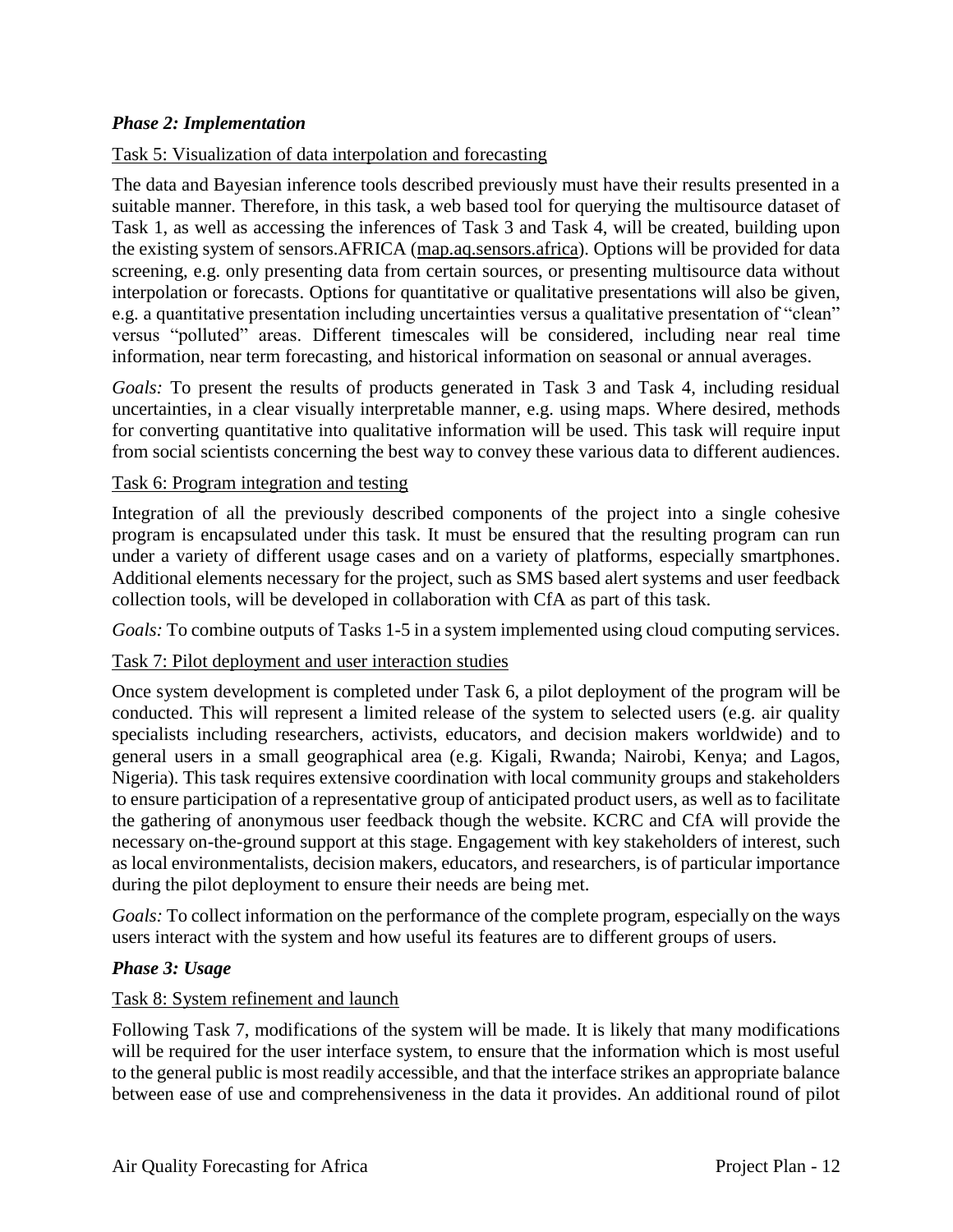### *Phase 2: Implementation*

Task 5: Visualization of data interpolation and forecasting

The data and Bayesian inference tools described previously must have their results presented in a suitable manner. Therefore, in this task, a web based tool for querying the multisource dataset of Task 1, as well as accessing the inferences of Task 3 and Task 4, will be created, building upon the existing system of sensors.AFRICA (map.aq.sensors.africa). Options will be provided for data screening, e.g. only presenting data from certain sources, or presenting multisource data without interpolation or forecasts. Options for quantitative or qualitative presentations will also be given, e.g. a quantitative presentation including uncertainties versus a qualitative presentation of "clean" versus "polluted" areas. Different timescales will be considered, including near real time information, near term forecasting, and historical information on seasonal or annual averages.

*Goals:* To present the results of products generated in Task 3 and Task 4, including residual uncertainties, in a clear visually interpretable manner, e.g. using maps. Where desired, methods for converting quantitative into qualitative information will be used. This task will require input from social scientists concerning the best way to convey these various data to different audiences.

Task 6: Program integration and testing

Integration of all the previously described components of the project into a single cohesive program is encapsulated under this task. It must be ensured that the resulting program can run under a variety of different usage cases and on a variety of platforms, especially smartphones. Additional elements necessary for the project, such as SMS based alert systems and user feedback collection tools, will be developed in collaboration with CfA as part of this task.

*Goals:* To combine outputs of Tasks 1-5 in a system implemented using cloud computing services.

Task 7: Pilot deployment and user interaction studies

Once system development is completed under Task 6, a pilot deployment of the program will be conducted. This will represent a limited release of the system to selected users (e.g. air quality specialists including researchers, activists, educators, and decision makers worldwide) and to general users in a small geographical area (e.g. Kigali, Rwanda; Nairobi, Kenya; and Lagos, Nigeria). This task requires extensive coordination with local community groups and stakeholders to ensure participation of a representative group of anticipated product users, as well as to facilitate the gathering of anonymous user feedback though the website. KCRC and CfA will provide the necessary on-the-ground support at this stage. Engagement with key stakeholders of interest, such as local environmentalists, decision makers, educators, and researchers, is of particular importance during the pilot deployment to ensure their needs are being met.

*Goals:* To collect information on the performance of the complete program, especially on the ways users interact with the system and how useful its features are to different groups of users.

### *Phase 3: Usage*

Task 8: System refinement and launch

Following Task 7, modifications of the system will be made. It is likely that many modifications will be required for the user interface system, to ensure that the information which is most useful to the general public is most readily accessible, and that the interface strikes an appropriate balance between ease of use and comprehensiveness in the data it provides. An additional round of pilot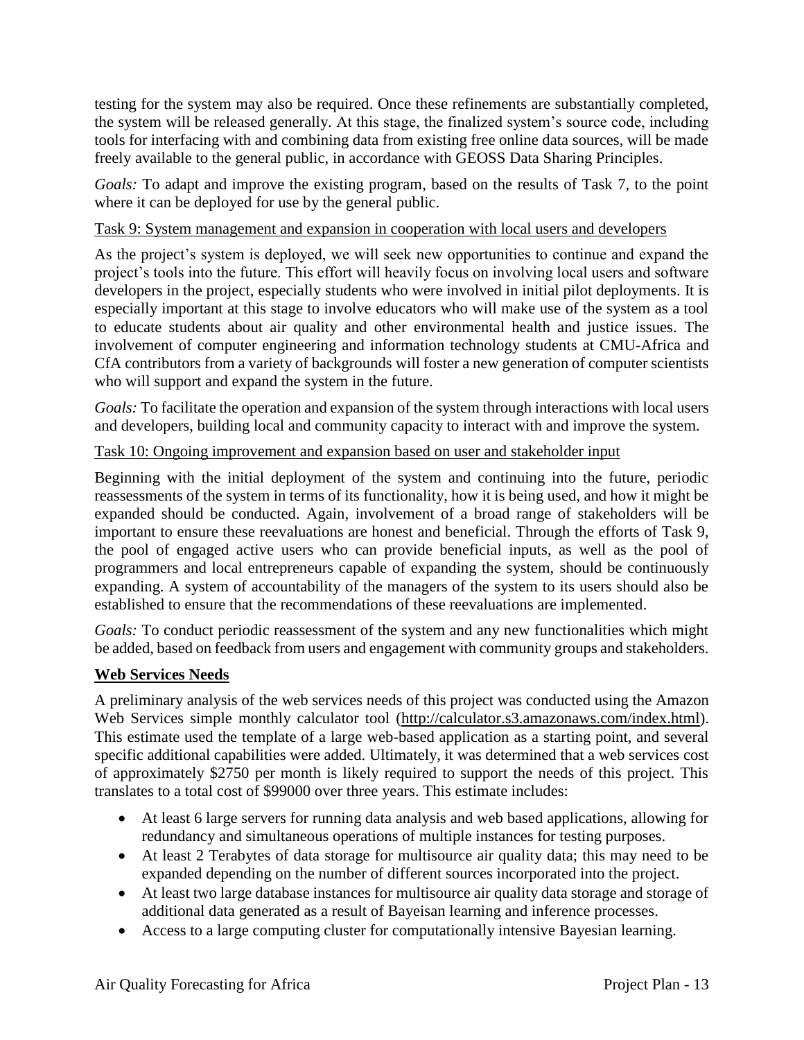testing for the system may also be required. Once these refinements are substantially completed, the system will be released generally. At this stage, the finalized system's source code, including tools for interfacing with and combining data from existing free online data sources, will be made freely available to the general public, in accordance with GEOSS Data Sharing Principles.

*Goals:* To adapt and improve the existing program, based on the results of Task 7, to the point where it can be deployed for use by the general public.

Task 9: System management and expansion in cooperation with local users and developers

As the project's system is deployed, we will seek new opportunities to continue and expand the project's tools into the future. This effort will heavily focus on involving local users and software developers in the project, especially students who were involved in initial pilot deployments. It is especially important at this stage to involve educators who will make use of the system as a tool to educate students about air quality and other environmental health and justice issues. The involvement of computer engineering and information technology students at CMU-Africa and CfA contributors from a variety of backgrounds will foster a new generation of computer scientists who will support and expand the system in the future.

*Goals:* To facilitate the operation and expansion of the system through interactions with local users and developers, building local and community capacity to interact with and improve the system.

Task 10: Ongoing improvement and expansion based on user and stakeholder input

Beginning with the initial deployment of the system and continuing into the future, periodic reassessments of the system in terms of its functionality, how it is being used, and how it might be expanded should be conducted. Again, involvement of a broad range of stakeholders will be important to ensure these reevaluations are honest and beneficial. Through the efforts of Task 9, the pool of engaged active users who can provide beneficial inputs, as well as the pool of programmers and local entrepreneurs capable of expanding the system, should be continuously expanding. A system of accountability of the managers of the system to its users should also be established to ensure that the recommendations of these reevaluations are implemented.

*Goals:* To conduct periodic reassessment of the system and any new functionalities which might be added, based on feedback from users and engagement with community groups and stakeholders.

**Web Services Needs**

A preliminary analysis of the web services needs of this project was conducted using the Amazon Web Services simple monthly calculator tool (http://calculator.s3.amazonaws.com/index.html). This estimate used the template of a large web-based application as a starting point, and several specific additional capabilities were added. Ultimately, it was determined that a web services cost of approximately $2750 per month is likely required to support the needs of this project. This translates to a total cost of $99000 over three years. This estimate includes:

- At least 6 large servers for running data analysis and web based applications, allowing for redundancy and simultaneous operations of multiple instances for testing purposes.
- At least 2 Terabytes of data storage for multisource air quality data; this may need to be expanded depending on the number of different sources incorporated into the project.
- At least two large database instances for multisource air quality data storage and storage of additional data generated as a result of Bayeisan learning and inference processes.
- Access to a large computing cluster for computationally intensive Bayesian learning.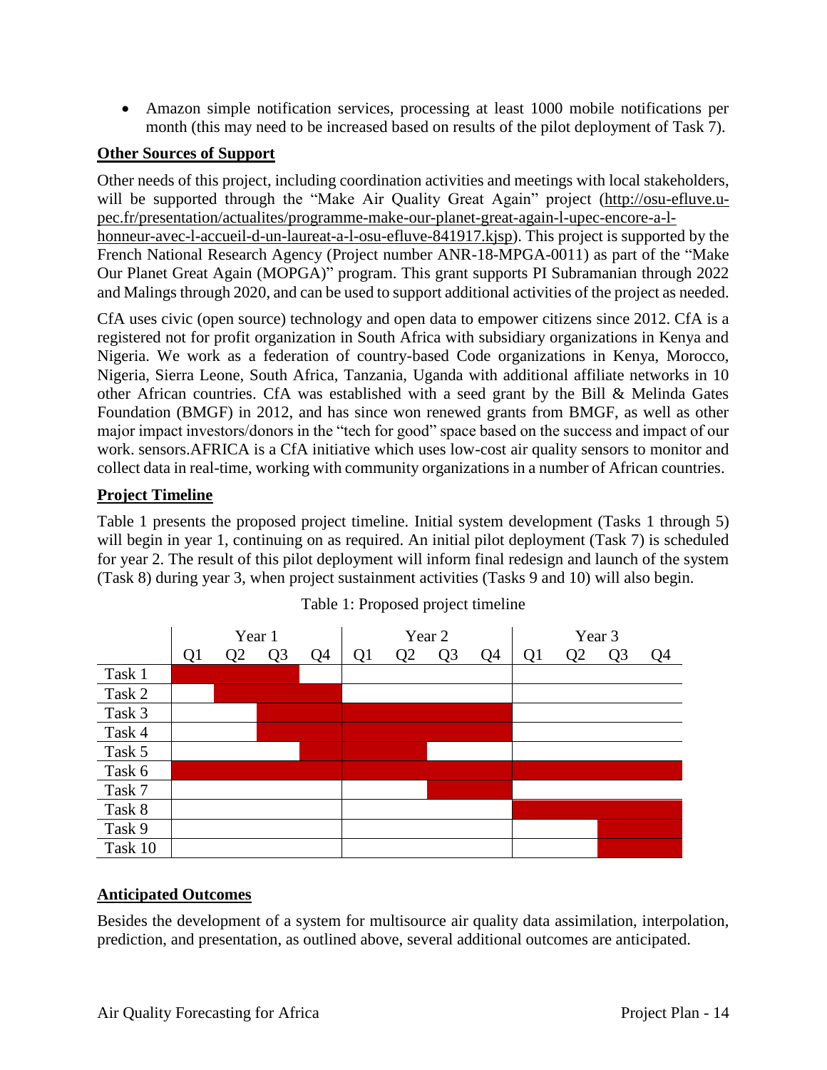- Amazon simple notification services, processing at least 1000 mobile notifications per month (this may need to be increased based on results of the pilot deployment of Task 7).

## Other Sources of Support

Other needs of this project, including coordination activities and meetings with local stakeholders, will be supported through the "Make Air Quality Great Again" project (http://osu-efluve.u-pec.fr/presentation/actualites/programme-make-our-planet-great-again-l-upec-encore-a-l-honneur-avec-l-accueil-d-un-laureat-a-l-osu-efluve-841917.kjsp). This project is supported by the French National Research Agency (Project number ANR-18-MPGA-0011) as part of the "Make Our Planet Great Again (MOPGA)" program. This grant supports PI Subramanian through 2022 and Malings through 2020, and can be used to support additional activities of the project as needed.

CfA uses civic (open source) technology and open data to empower citizens since 2012. CfA is a registered not for profit organization in South Africa with subsidiary organizations in Kenya and Nigeria. We work as a federation of country-based Code organizations in Kenya, Morocco, Nigeria, Sierra Leone, South Africa, Tanzania, Uganda with additional affiliate networks in 10 other African countries. CfA was established with a seed grant by the Bill & Melinda Gates Foundation (BMGF) in 2012, and has since won renewed grants from BMGF, as well as other major impact investors/donors in the "tech for good" space based on the success and impact of our work. sensors.AFRICA is a CfA initiative which uses low-cost air quality sensors to monitor and collect data in real-time, working with community organizations in a number of African countries.

## Project Timeline

Table 1 presents the proposed project timeline. Initial system development (Tasks 1 through 5) will begin in year 1, continuing on as required. An initial pilot deployment (Task 7) is scheduled for year 2. The result of this pilot deployment will inform final redesign and launch of the system (Task 8) during year 3, when project sustainment activities (Tasks 9 and 10) will also begin.

Table 1: Proposed project timeline

| | Year 1 | | | | Year 2 | | | | Year 3 | | | |
|---|---|---|---|---|---|---|---|---|---|---|---|---|
| | Q1 | Q2 | Q3 | Q4 | Q1 | Q2 | Q3 | Q4 | Q1 | Q2 | Q3 | Q4 |
| Task 1 | ■ | ■ | ■ | | | | | | | | | |
| Task 2 | | ■ | ■ | ■ | | | | | | | | |
| Task 3 | | | ■ | ■ | ■ | ■ | ■ | ■ | | | | |
| Task 4 | | | ■ | ■ | ■ | ■ | ■ | ■ | | | | |
| Task 5 | | | | ■ | ■ | ■ | | | | | | |
| Task 6 | ■ | ■ | ■ | ■ | ■ | ■ | ■ | ■ | ■ | ■ | ■ | ■ |
| Task 7 | | | | | | | ■ | ■ | | | | |
| Task 8 | | | | | | | | | ■ | ■ | ■ | ■ |
| Task 9 | | | | | | | | | | | ■ | ■ |
| Task 10 | | | | | | | | | | | ■ | ■ |

## Anticipated Outcomes

Besides the development of a system for multisource air quality data assimilation, interpolation, prediction, and presentation, as outlined above, several additional outcomes are anticipated.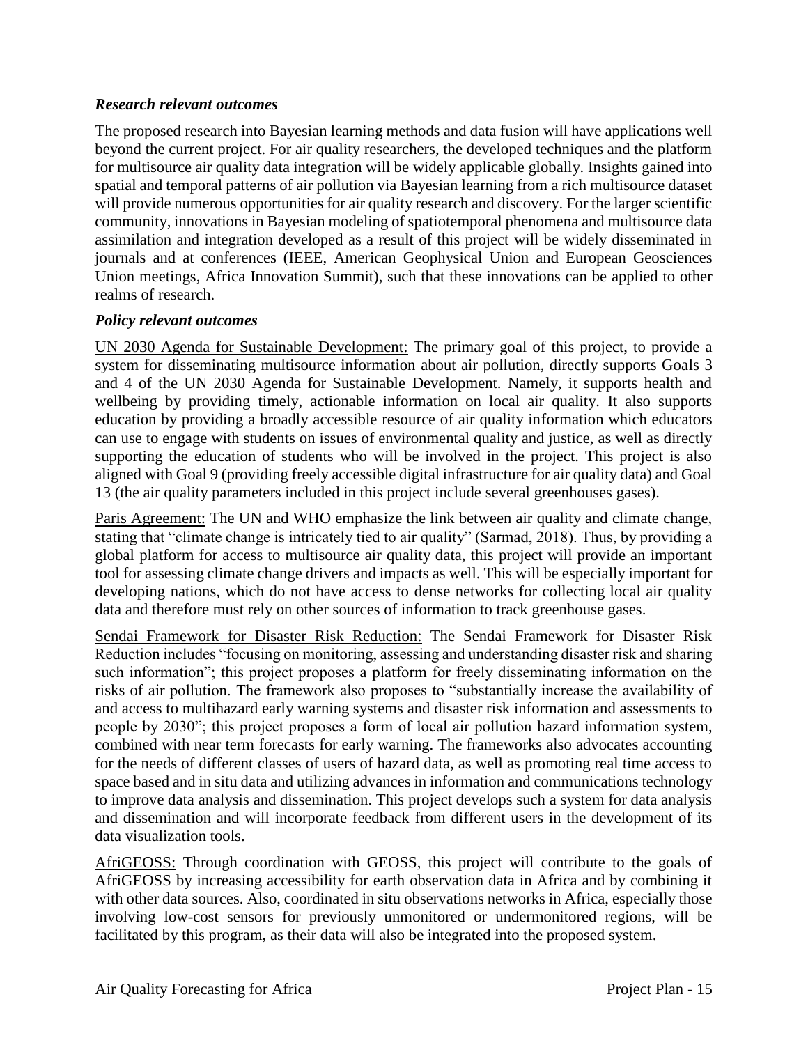### *Research relevant outcomes*

The proposed research into Bayesian learning methods and data fusion will have applications well beyond the current project. For air quality researchers, the developed techniques and the platform for multisource air quality data integration will be widely applicable globally. Insights gained into spatial and temporal patterns of air pollution via Bayesian learning from a rich multisource dataset will provide numerous opportunities for air quality research and discovery. For the larger scientific community, innovations in Bayesian modeling of spatiotemporal phenomena and multisource data assimilation and integration developed as a result of this project will be widely disseminated in journals and at conferences (IEEE, American Geophysical Union and European Geosciences Union meetings, Africa Innovation Summit), such that these innovations can be applied to other realms of research.

### *Policy relevant outcomes*

UN 2030 Agenda for Sustainable Development: The primary goal of this project, to provide a system for disseminating multisource information about air pollution, directly supports Goals 3 and 4 of the UN 2030 Agenda for Sustainable Development. Namely, it supports health and wellbeing by providing timely, actionable information on local air quality. It also supports education by providing a broadly accessible resource of air quality information which educators can use to engage with students on issues of environmental quality and justice, as well as directly supporting the education of students who will be involved in the project. This project is also aligned with Goal 9 (providing freely accessible digital infrastructure for air quality data) and Goal 13 (the air quality parameters included in this project include several greenhouses gases).

Paris Agreement: The UN and WHO emphasize the link between air quality and climate change, stating that "climate change is intricately tied to air quality" (Sarmad, 2018). Thus, by providing a global platform for access to multisource air quality data, this project will provide an important tool for assessing climate change drivers and impacts as well. This will be especially important for developing nations, which do not have access to dense networks for collecting local air quality data and therefore must rely on other sources of information to track greenhouse gases.

Sendai Framework for Disaster Risk Reduction: The Sendai Framework for Disaster Risk Reduction includes "focusing on monitoring, assessing and understanding disaster risk and sharing such information"; this project proposes a platform for freely disseminating information on the risks of air pollution. The framework also proposes to "substantially increase the availability of and access to multihazard early warning systems and disaster risk information and assessments to people by 2030"; this project proposes a form of local air pollution hazard information system, combined with near term forecasts for early warning. The frameworks also advocates accounting for the needs of different classes of users of hazard data, as well as promoting real time access to space based and in situ data and utilizing advances in information and communications technology to improve data analysis and dissemination. This project develops such a system for data analysis and dissemination and will incorporate feedback from different users in the development of its data visualization tools.

AfriGEOSS: Through coordination with GEOSS, this project will contribute to the goals of AfriGEOSS by increasing accessibility for earth observation data in Africa and by combining it with other data sources. Also, coordinated in situ observations networks in Africa, especially those involving low-cost sensors for previously unmonitored or undermonitored regions, will be facilitated by this program, as their data will also be integrated into the proposed system.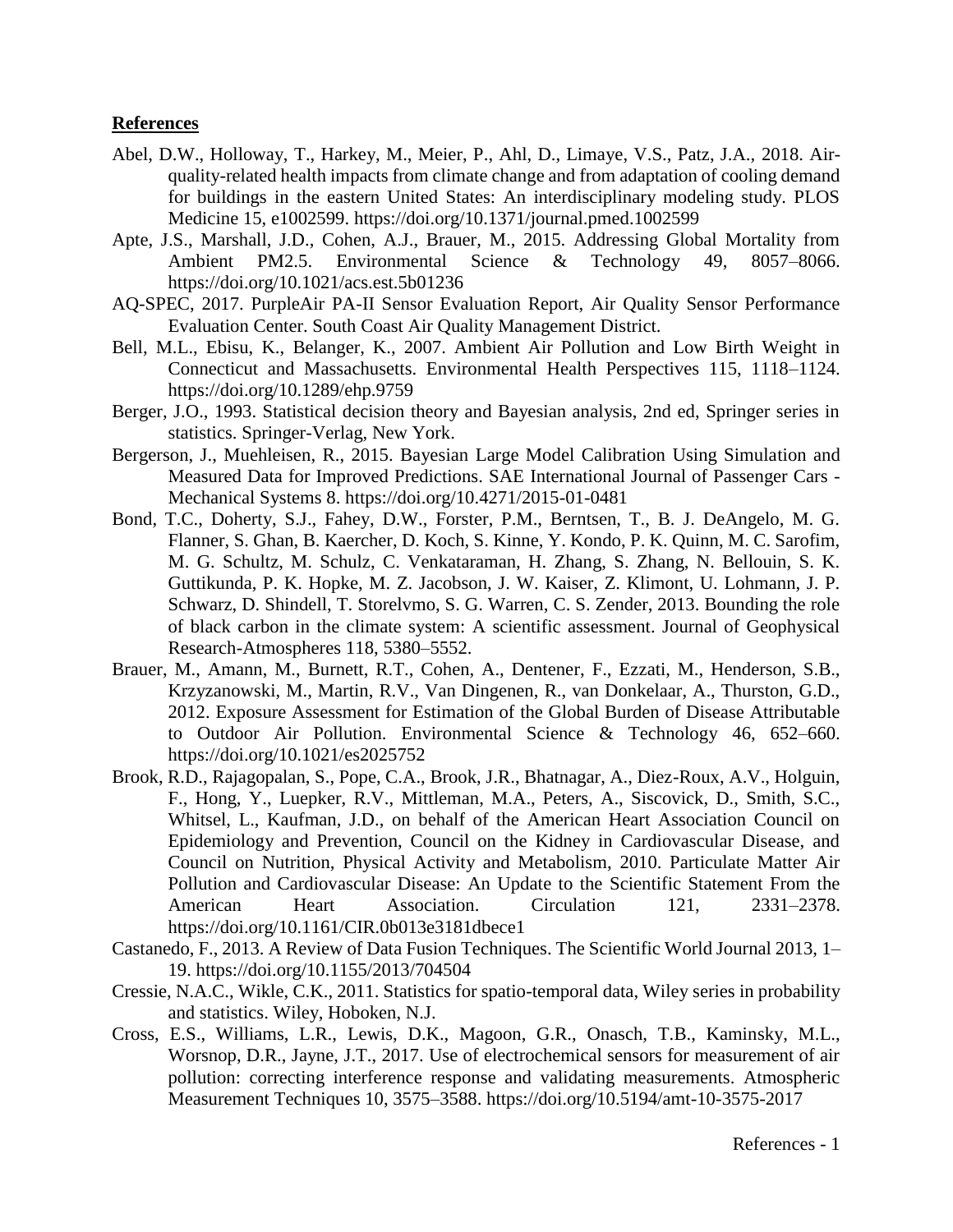**References**

Abel, D.W., Holloway, T., Harkey, M., Meier, P., Ahl, D., Limaye, V.S., Patz, J.A., 2018. Air-quality-related health impacts from climate change and from adaptation of cooling demand for buildings in the eastern United States: An interdisciplinary modeling study. PLOS Medicine 15, e1002599. https://doi.org/10.1371/journal.pmed.1002599

Apte, J.S., Marshall, J.D., Cohen, A.J., Brauer, M., 2015. Addressing Global Mortality from Ambient PM2.5. Environmental Science & Technology 49, 8057–8066. https://doi.org/10.1021/acs.est.5b01236

AQ-SPEC, 2017. PurpleAir PA-II Sensor Evaluation Report, Air Quality Sensor Performance Evaluation Center. South Coast Air Quality Management District.

Bell, M.L., Ebisu, K., Belanger, K., 2007. Ambient Air Pollution and Low Birth Weight in Connecticut and Massachusetts. Environmental Health Perspectives 115, 1118–1124. https://doi.org/10.1289/ehp.9759

Berger, J.O., 1993. Statistical decision theory and Bayesian analysis, 2nd ed, Springer series in statistics. Springer-Verlag, New York.

Bergerson, J., Muehleisen, R., 2015. Bayesian Large Model Calibration Using Simulation and Measured Data for Improved Predictions. SAE International Journal of Passenger Cars - Mechanical Systems 8. https://doi.org/10.4271/2015-01-0481

Bond, T.C., Doherty, S.J., Fahey, D.W., Forster, P.M., Berntsen, T., B. J. DeAngelo, M. G. Flanner, S. Ghan, B. Kaercher, D. Koch, S. Kinne, Y. Kondo, P. K. Quinn, M. C. Sarofim, M. G. Schultz, M. Schulz, C. Venkataraman, H. Zhang, S. Zhang, N. Bellouin, S. K. Guttikunda, P. K. Hopke, M. Z. Jacobson, J. W. Kaiser, Z. Klimont, U. Lohmann, J. P. Schwarz, D. Shindell, T. Storelvmo, S. G. Warren, C. S. Zender, 2013. Bounding the role of black carbon in the climate system: A scientific assessment. Journal of Geophysical Research-Atmospheres 118, 5380–5552.

Brauer, M., Amann, M., Burnett, R.T., Cohen, A., Dentener, F., Ezzati, M., Henderson, S.B., Krzyzanowski, M., Martin, R.V., Van Dingenen, R., van Donkelaar, A., Thurston, G.D., 2012. Exposure Assessment for Estimation of the Global Burden of Disease Attributable to Outdoor Air Pollution. Environmental Science & Technology 46, 652–660. https://doi.org/10.1021/es2025752

Brook, R.D., Rajagopalan, S., Pope, C.A., Brook, J.R., Bhatnagar, A., Diez-Roux, A.V., Holguin, F., Hong, Y., Luepker, R.V., Mittleman, M.A., Peters, A., Siscovick, D., Smith, S.C., Whitsel, L., Kaufman, J.D., on behalf of the American Heart Association Council on Epidemiology and Prevention, Council on the Kidney in Cardiovascular Disease, and Council on Nutrition, Physical Activity and Metabolism, 2010. Particulate Matter Air Pollution and Cardiovascular Disease: An Update to the Scientific Statement From the American Heart Association. Circulation 121, 2331–2378. https://doi.org/10.1161/CIR.0b013e3181dbece1

Castanedo, F., 2013. A Review of Data Fusion Techniques. The Scientific World Journal 2013, 1–19. https://doi.org/10.1155/2013/704504

Cressie, N.A.C., Wikle, C.K., 2011. Statistics for spatio-temporal data, Wiley series in probability and statistics. Wiley, Hoboken, N.J.

Cross, E.S., Williams, L.R., Lewis, D.K., Magoon, G.R., Onasch, T.B., Kaminsky, M.L., Worsnop, D.R., Jayne, J.T., 2017. Use of electrochemical sensors for measurement of air pollution: correcting interference response and validating measurements. Atmospheric Measurement Techniques 10, 3575–3588. https://doi.org/10.5194/amt-10-3575-2017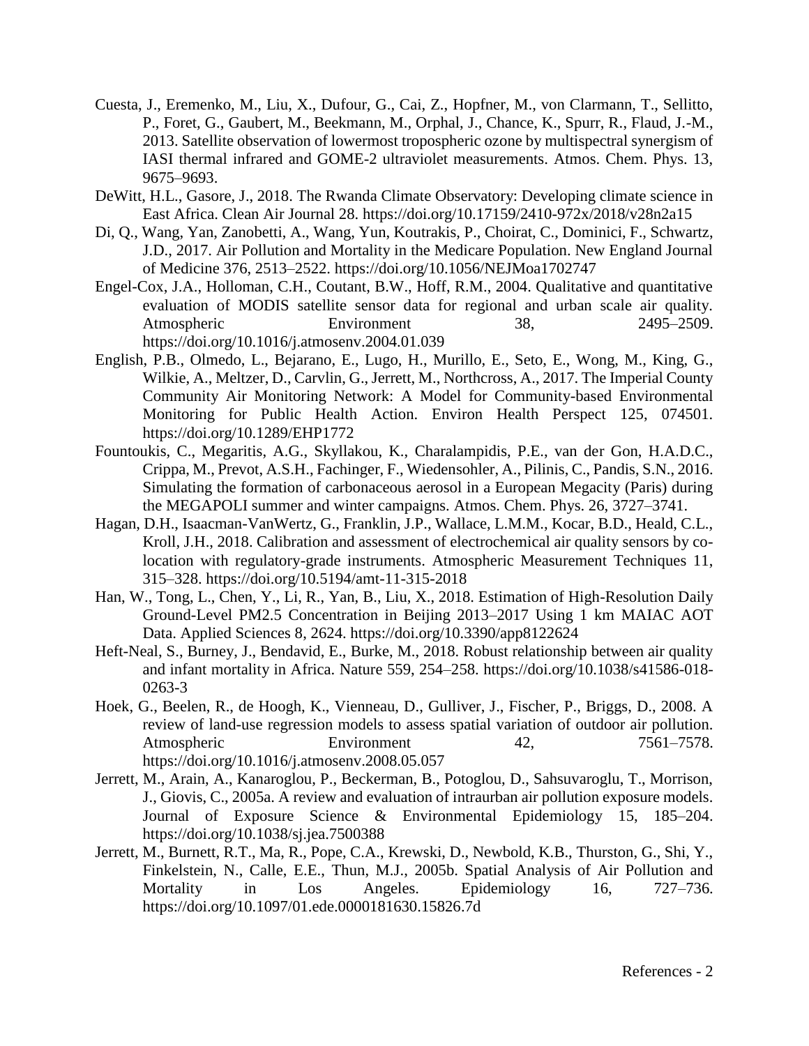Cuesta, J., Eremenko, M., Liu, X., Dufour, G., Cai, Z., Hopfner, M., von Clarmann, T., Sellitto, P., Foret, G., Gaubert, M., Beekmann, M., Orphal, J., Chance, K., Spurr, R., Flaud, J.-M., 2013. Satellite observation of lowermost tropospheric ozone by multispectral synergism of IASI thermal infrared and GOME-2 ultraviolet measurements. Atmos. Chem. Phys. 13, 9675–9693.

DeWitt, H.L., Gasore, J., 2018. The Rwanda Climate Observatory: Developing climate science in East Africa. Clean Air Journal 28. https://doi.org/10.17159/2410-972x/2018/v28n2a15

Di, Q., Wang, Yan, Zanobetti, A., Wang, Yun, Koutrakis, P., Choirat, C., Dominici, F., Schwartz, J.D., 2017. Air Pollution and Mortality in the Medicare Population. New England Journal of Medicine 376, 2513–2522. https://doi.org/10.1056/NEJMoa1702747

Engel-Cox, J.A., Holloman, C.H., Coutant, B.W., Hoff, R.M., 2004. Qualitative and quantitative evaluation of MODIS satellite sensor data for regional and urban scale air quality. Atmospheric Environment 38, 2495–2509. https://doi.org/10.1016/j.atmosenv.2004.01.039

English, P.B., Olmedo, L., Bejarano, E., Lugo, H., Murillo, E., Seto, E., Wong, M., King, G., Wilkie, A., Meltzer, D., Carvlin, G., Jerrett, M., Northcross, A., 2017. The Imperial County Community Air Monitoring Network: A Model for Community-based Environmental Monitoring for Public Health Action. Environ Health Perspect 125, 074501. https://doi.org/10.1289/EHP1772

Fountoukis, C., Megaritis, A.G., Skyllakou, K., Charalampidis, P.E., van der Gon, H.A.D.C., Crippa, M., Prevot, A.S.H., Fachinger, F., Wiedensohler, A., Pilinis, C., Pandis, S.N., 2016. Simulating the formation of carbonaceous aerosol in a European Megacity (Paris) during the MEGAPOLI summer and winter campaigns. Atmos. Chem. Phys. 26, 3727–3741.

Hagan, D.H., Isaacman-VanWertz, G., Franklin, J.P., Wallace, L.M.M., Kocar, B.D., Heald, C.L., Kroll, J.H., 2018. Calibration and assessment of electrochemical air quality sensors by co-location with regulatory-grade instruments. Atmospheric Measurement Techniques 11, 315–328. https://doi.org/10.5194/amt-11-315-2018

Han, W., Tong, L., Chen, Y., Li, R., Yan, B., Liu, X., 2018. Estimation of High-Resolution Daily Ground-Level PM2.5 Concentration in Beijing 2013–2017 Using 1 km MAIAC AOT Data. Applied Sciences 8, 2624. https://doi.org/10.3390/app8122624

Heft-Neal, S., Burney, J., Bendavid, E., Burke, M., 2018. Robust relationship between air quality and infant mortality in Africa. Nature 559, 254–258. https://doi.org/10.1038/s41586-018-0263-3

Hoek, G., Beelen, R., de Hoogh, K., Vienneau, D., Gulliver, J., Fischer, P., Briggs, D., 2008. A review of land-use regression models to assess spatial variation of outdoor air pollution. Atmospheric Environment 42, 7561–7578. https://doi.org/10.1016/j.atmosenv.2008.05.057

Jerrett, M., Arain, A., Kanaroglou, P., Beckerman, B., Potoglou, D., Sahsuvaroglu, T., Morrison, J., Giovis, C., 2005a. A review and evaluation of intraurban air pollution exposure models. Journal of Exposure Science & Environmental Epidemiology 15, 185–204. https://doi.org/10.1038/sj.jea.7500388

Jerrett, M., Burnett, R.T., Ma, R., Pope, C.A., Krewski, D., Newbold, K.B., Thurston, G., Shi, Y., Finkelstein, N., Calle, E.E., Thun, M.J., 2005b. Spatial Analysis of Air Pollution and Mortality in Los Angeles. Epidemiology 16, 727–736. https://doi.org/10.1097/01.ede.0000181630.15826.7d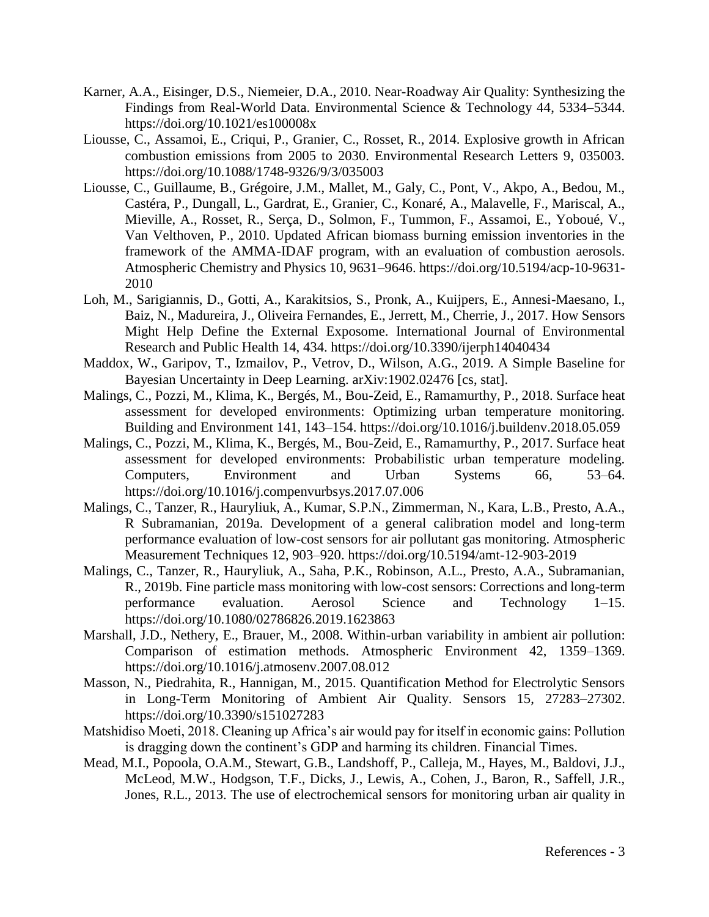Karner, A.A., Eisinger, D.S., Niemeier, D.A., 2010. Near-Roadway Air Quality: Synthesizing the Findings from Real-World Data. Environmental Science & Technology 44, 5334–5344. https://doi.org/10.1021/es100008x

Liousse, C., Assamoi, E., Criqui, P., Granier, C., Rosset, R., 2014. Explosive growth in African combustion emissions from 2005 to 2030. Environmental Research Letters 9, 035003. https://doi.org/10.1088/1748-9326/9/3/035003

Liousse, C., Guillaume, B., Grégoire, J.M., Mallet, M., Galy, C., Pont, V., Akpo, A., Bedou, M., Castéra, P., Dungall, L., Gardrat, E., Granier, C., Konaré, A., Malavelle, F., Mariscal, A., Mieville, A., Rosset, R., Serça, D., Solmon, F., Tummon, F., Assamoi, E., Yoboué, V., Van Velthoven, P., 2010. Updated African biomass burning emission inventories in the framework of the AMMA-IDAF program, with an evaluation of combustion aerosols. Atmospheric Chemistry and Physics 10, 9631–9646. https://doi.org/10.5194/acp-10-9631-2010

Loh, M., Sarigiannis, D., Gotti, A., Karakitsios, S., Pronk, A., Kuijpers, E., Annesi-Maesano, I., Baiz, N., Madureira, J., Oliveira Fernandes, E., Jerrett, M., Cherrie, J., 2017. How Sensors Might Help Define the External Exposome. International Journal of Environmental Research and Public Health 14, 434. https://doi.org/10.3390/ijerph14040434

Maddox, W., Garipov, T., Izmailov, P., Vetrov, D., Wilson, A.G., 2019. A Simple Baseline for Bayesian Uncertainty in Deep Learning. arXiv:1902.02476 [cs, stat].

Malings, C., Pozzi, M., Klima, K., Bergés, M., Bou-Zeid, E., Ramamurthy, P., 2018. Surface heat assessment for developed environments: Optimizing urban temperature monitoring. Building and Environment 141, 143–154. https://doi.org/10.1016/j.buildenv.2018.05.059

Malings, C., Pozzi, M., Klima, K., Bergés, M., Bou-Zeid, E., Ramamurthy, P., 2017. Surface heat assessment for developed environments: Probabilistic urban temperature modeling. Computers, Environment and Urban Systems 66, 53–64. https://doi.org/10.1016/j.compenvurbsys.2017.07.006

Malings, C., Tanzer, R., Hauryliuk, A., Kumar, S.P.N., Zimmerman, N., Kara, L.B., Presto, A.A., R Subramanian, 2019a. Development of a general calibration model and long-term performance evaluation of low-cost sensors for air pollutant gas monitoring. Atmospheric Measurement Techniques 12, 903–920. https://doi.org/10.5194/amt-12-903-2019

Malings, C., Tanzer, R., Hauryliuk, A., Saha, P.K., Robinson, A.L., Presto, A.A., Subramanian, R., 2019b. Fine particle mass monitoring with low-cost sensors: Corrections and long-term performance evaluation. Aerosol Science and Technology 1–15. https://doi.org/10.1080/02786826.2019.1623863

Marshall, J.D., Nethery, E., Brauer, M., 2008. Within-urban variability in ambient air pollution: Comparison of estimation methods. Atmospheric Environment 42, 1359–1369. https://doi.org/10.1016/j.atmosenv.2007.08.012

Masson, N., Piedrahita, R., Hannigan, M., 2015. Quantification Method for Electrolytic Sensors in Long-Term Monitoring of Ambient Air Quality. Sensors 15, 27283–27302. https://doi.org/10.3390/s151027283

Matshidiso Moeti, 2018. Cleaning up Africa's air would pay for itself in economic gains: Pollution is dragging down the continent's GDP and harming its children. Financial Times.

Mead, M.I., Popoola, O.A.M., Stewart, G.B., Landshoff, P., Calleja, M., Hayes, M., Baldovi, J.J., McLeod, M.W., Hodgson, T.F., Dicks, J., Lewis, A., Cohen, J., Baron, R., Saffell, J.R., Jones, R.L., 2013. The use of electrochemical sensors for monitoring urban air quality in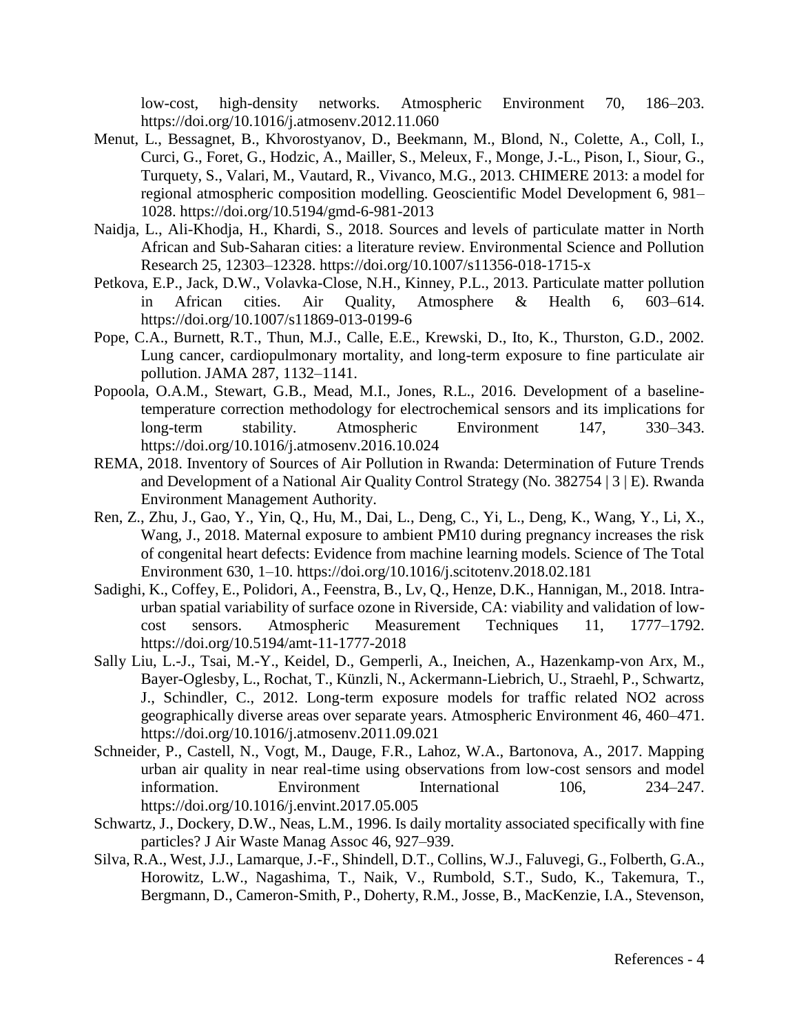low-cost, high-density networks. Atmospheric Environment 70, 186–203. https://doi.org/10.1016/j.atmosenv.2012.11.060

Menut, L., Bessagnet, B., Khvorostyanov, D., Beekmann, M., Blond, N., Colette, A., Coll, I., Curci, G., Foret, G., Hodzic, A., Mailler, S., Meleux, F., Monge, J.-L., Pison, I., Siour, G., Turquety, S., Valari, M., Vautard, R., Vivanco, M.G., 2013. CHIMERE 2013: a model for regional atmospheric composition modelling. Geoscientific Model Development 6, 981–1028. https://doi.org/10.5194/gmd-6-981-2013

Naidja, L., Ali-Khodja, H., Khardi, S., 2018. Sources and levels of particulate matter in North African and Sub-Saharan cities: a literature review. Environmental Science and Pollution Research 25, 12303–12328. https://doi.org/10.1007/s11356-018-1715-x

Petkova, E.P., Jack, D.W., Volavka-Close, N.H., Kinney, P.L., 2013. Particulate matter pollution in African cities. Air Quality, Atmosphere & Health 6, 603–614. https://doi.org/10.1007/s11869-013-0199-6

Pope, C.A., Burnett, R.T., Thun, M.J., Calle, E.E., Krewski, D., Ito, K., Thurston, G.D., 2002. Lung cancer, cardiopulmonary mortality, and long-term exposure to fine particulate air pollution. JAMA 287, 1132–1141.

Popoola, O.A.M., Stewart, G.B., Mead, M.I., Jones, R.L., 2016. Development of a baseline-temperature correction methodology for electrochemical sensors and its implications for long-term stability. Atmospheric Environment 147, 330–343. https://doi.org/10.1016/j.atmosenv.2016.10.024

REMA, 2018. Inventory of Sources of Air Pollution in Rwanda: Determination of Future Trends and Development of a National Air Quality Control Strategy (No. 382754 | 3 | E). Rwanda Environment Management Authority.

Ren, Z., Zhu, J., Gao, Y., Yin, Q., Hu, M., Dai, L., Deng, C., Yi, L., Deng, K., Wang, Y., Li, X., Wang, J., 2018. Maternal exposure to ambient PM10 during pregnancy increases the risk of congenital heart defects: Evidence from machine learning models. Science of The Total Environment 630, 1–10. https://doi.org/10.1016/j.scitotenv.2018.02.181

Sadighi, K., Coffey, E., Polidori, A., Feenstra, B., Lv, Q., Henze, D.K., Hannigan, M., 2018. Intra-urban spatial variability of surface ozone in Riverside, CA: viability and validation of low-cost sensors. Atmospheric Measurement Techniques 11, 1777–1792. https://doi.org/10.5194/amt-11-1777-2018

Sally Liu, L.-J., Tsai, M.-Y., Keidel, D., Gemperli, A., Ineichen, A., Hazenkamp-von Arx, M., Bayer-Oglesby, L., Rochat, T., Künzli, N., Ackermann-Liebrich, U., Straehl, P., Schwartz, J., Schindler, C., 2012. Long-term exposure models for traffic related NO2 across geographically diverse areas over separate years. Atmospheric Environment 46, 460–471. https://doi.org/10.1016/j.atmosenv.2011.09.021

Schneider, P., Castell, N., Vogt, M., Dauge, F.R., Lahoz, W.A., Bartonova, A., 2017. Mapping urban air quality in near real-time using observations from low-cost sensors and model information. Environment International 106, 234–247. https://doi.org/10.1016/j.envint.2017.05.005

Schwartz, J., Dockery, D.W., Neas, L.M., 1996. Is daily mortality associated specifically with fine particles? J Air Waste Manag Assoc 46, 927–939.

Silva, R.A., West, J.J., Lamarque, J.-F., Shindell, D.T., Collins, W.J., Faluvegi, G., Folberth, G.A., Horowitz, L.W., Nagashima, T., Naik, V., Rumbold, S.T., Sudo, K., Takemura, T., Bergmann, D., Cameron-Smith, P., Doherty, R.M., Josse, B., MacKenzie, I.A., Stevenson,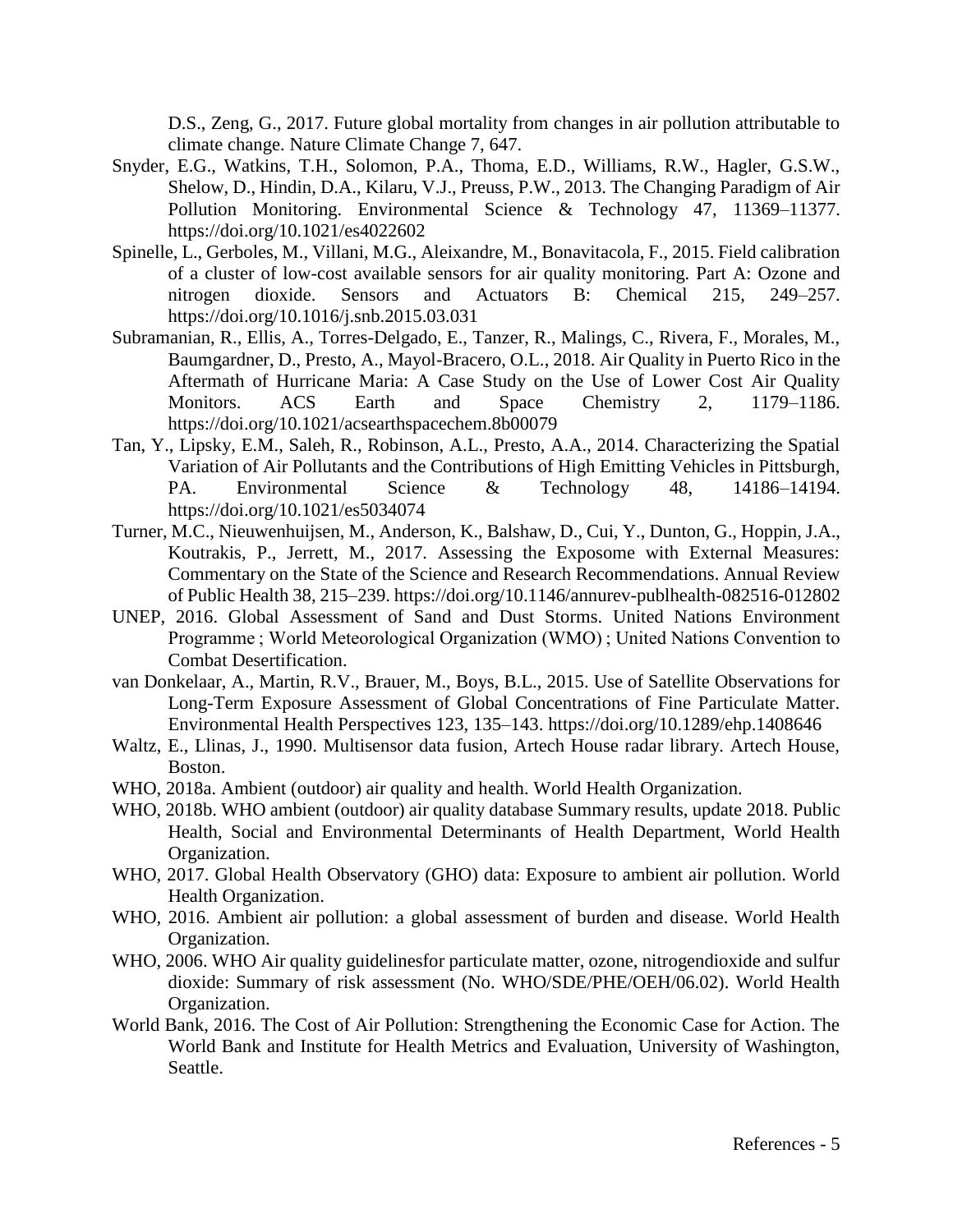D.S., Zeng, G., 2017. Future global mortality from changes in air pollution attributable to climate change. Nature Climate Change 7, 647.

Snyder, E.G., Watkins, T.H., Solomon, P.A., Thoma, E.D., Williams, R.W., Hagler, G.S.W., Shelow, D., Hindin, D.A., Kilaru, V.J., Preuss, P.W., 2013. The Changing Paradigm of Air Pollution Monitoring. Environmental Science & Technology 47, 11369–11377. https://doi.org/10.1021/es4022602

Spinelle, L., Gerboles, M., Villani, M.G., Aleixandre, M., Bonavitacola, F., 2015. Field calibration of a cluster of low-cost available sensors for air quality monitoring. Part A: Ozone and nitrogen dioxide. Sensors and Actuators B: Chemical 215, 249–257. https://doi.org/10.1016/j.snb.2015.03.031

Subramanian, R., Ellis, A., Torres-Delgado, E., Tanzer, R., Malings, C., Rivera, F., Morales, M., Baumgardner, D., Presto, A., Mayol-Bracero, O.L., 2018. Air Quality in Puerto Rico in the Aftermath of Hurricane Maria: A Case Study on the Use of Lower Cost Air Quality Monitors. ACS Earth and Space Chemistry 2, 1179–1186. https://doi.org/10.1021/acsearthspacechem.8b00079

Tan, Y., Lipsky, E.M., Saleh, R., Robinson, A.L., Presto, A.A., 2014. Characterizing the Spatial Variation of Air Pollutants and the Contributions of High Emitting Vehicles in Pittsburgh, PA. Environmental Science & Technology 48, 14186–14194. https://doi.org/10.1021/es5034074

Turner, M.C., Nieuwenhuijsen, M., Anderson, K., Balshaw, D., Cui, Y., Dunton, G., Hoppin, J.A., Koutrakis, P., Jerrett, M., 2017. Assessing the Exposome with External Measures: Commentary on the State of the Science and Research Recommendations. Annual Review of Public Health 38, 215–239. https://doi.org/10.1146/annurev-publhealth-082516-012802

UNEP, 2016. Global Assessment of Sand and Dust Storms. United Nations Environment Programme ; World Meteorological Organization (WMO) ; United Nations Convention to Combat Desertification.

van Donkelaar, A., Martin, R.V., Brauer, M., Boys, B.L., 2015. Use of Satellite Observations for Long-Term Exposure Assessment of Global Concentrations of Fine Particulate Matter. Environmental Health Perspectives 123, 135–143. https://doi.org/10.1289/ehp.1408646

Waltz, E., Llinas, J., 1990. Multisensor data fusion, Artech House radar library. Artech House, Boston.

WHO, 2018a. Ambient (outdoor) air quality and health. World Health Organization.

WHO, 2018b. WHO ambient (outdoor) air quality database Summary results, update 2018. Public Health, Social and Environmental Determinants of Health Department, World Health Organization.

WHO, 2017. Global Health Observatory (GHO) data: Exposure to ambient air pollution. World Health Organization.

WHO, 2016. Ambient air pollution: a global assessment of burden and disease. World Health Organization.

WHO, 2006. WHO Air quality guidelinesfor particulate matter, ozone, nitrogendioxide and sulfur dioxide: Summary of risk assessment (No. WHO/SDE/PHE/OEH/06.02). World Health Organization.

World Bank, 2016. The Cost of Air Pollution: Strengthening the Economic Case for Action. The World Bank and Institute for Health Metrics and Evaluation, University of Washington, Seattle.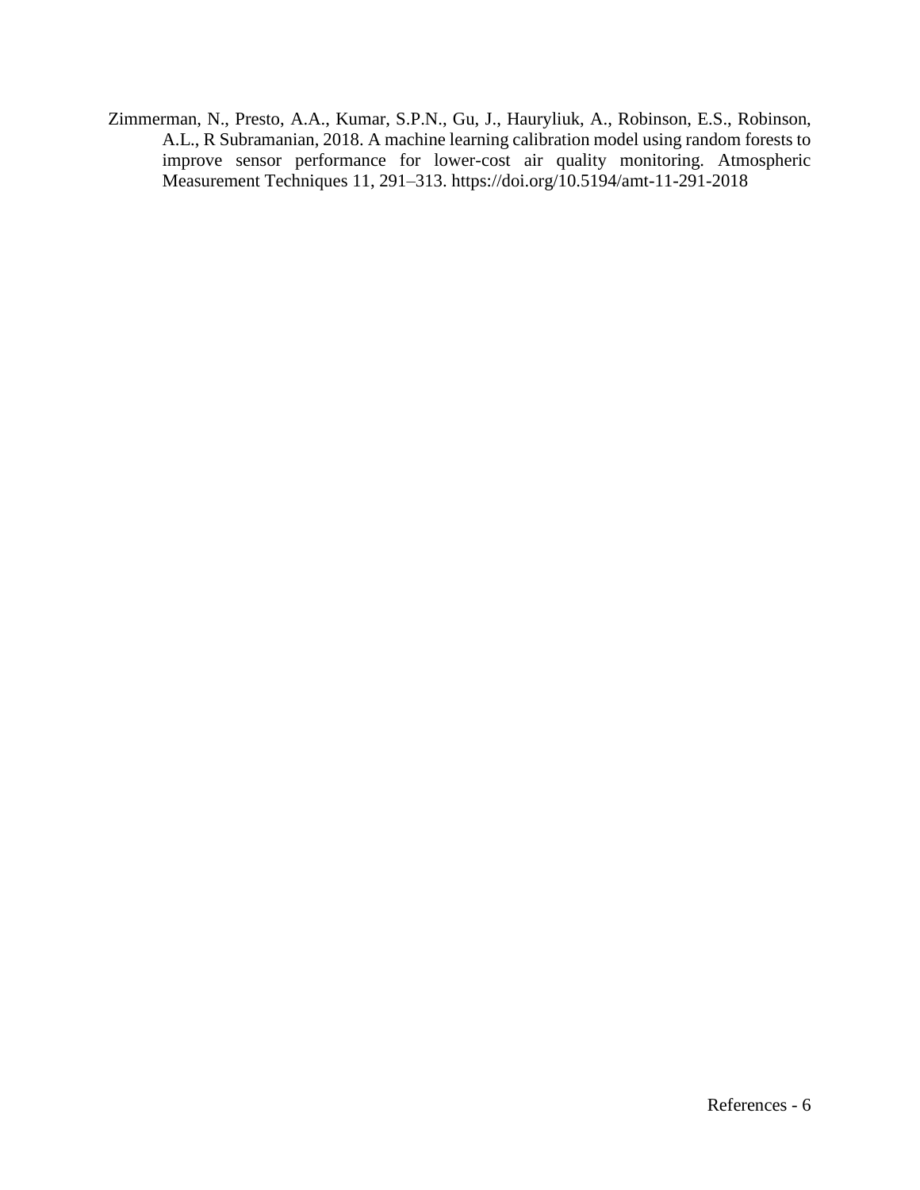Zimmerman, N., Presto, A.A., Kumar, S.P.N., Gu, J., Hauryliuk, A., Robinson, E.S., Robinson, A.L., R Subramanian, 2018. A machine learning calibration model using random forests to improve sensor performance for lower-cost air quality monitoring. Atmospheric Measurement Techniques 11, 291–313. https://doi.org/10.5194/amt-11-291-2018